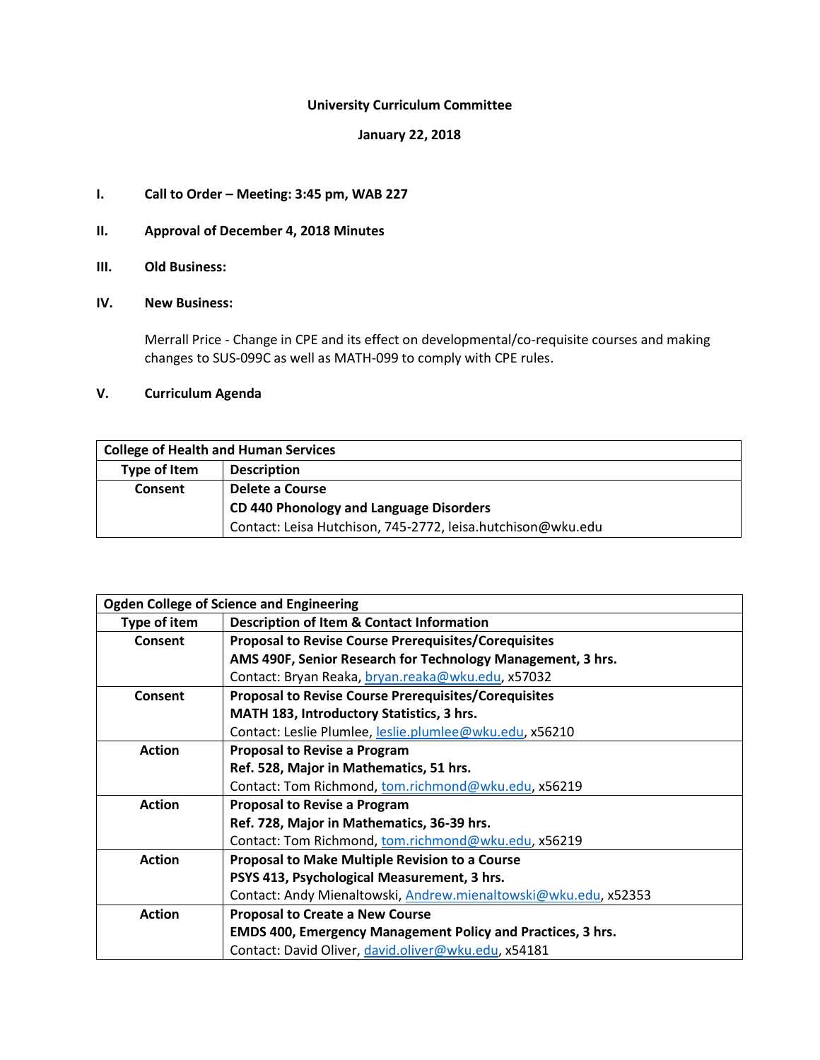**University Curriculum Committee**

**January 22, 2018**

**I. Call to Order – Meeting: 3:45 pm, WAB 227**

**II. Approval of December 4, 2018 Minutes**

**III. Old Business:**

**IV. New Business:**

Merrall Price - Change in CPE and its effect on developmental/co-requisite courses and making changes to SUS-099C as well as MATH-099 to comply with CPE rules.

**V. Curriculum Agenda**

| **College of Health and Human Services** | |
|---|---|
| **Type of Item** | **Description** |
| **Consent** | **Delete a Course**<br>**CD 440 Phonology and Language Disorders**<br>Contact: Leisa Hutchison, 745-2772, leisa.hutchison@wku.edu |

| **Ogden College of Science and Engineering** | |
|---|---|
| **Type of item** | **Description of Item & Contact Information** |
| **Consent** | **Proposal to Revise Course Prerequisites/Corequisites**<br>**AMS 490F, Senior Research for Technology Management, 3 hrs.**<br>Contact: Bryan Reaka, bryan.reaka@wku.edu, x57032 |
| **Consent** | **Proposal to Revise Course Prerequisites/Corequisites**<br>**MATH 183, Introductory Statistics, 3 hrs.**<br>Contact: Leslie Plumlee, leslie.plumlee@wku.edu, x56210 |
| **Action** | **Proposal to Revise a Program**<br>**Ref. 528, Major in Mathematics, 51 hrs.**<br>Contact: Tom Richmond, tom.richmond@wku.edu, x56219 |
| **Action** | **Proposal to Revise a Program**<br>**Ref. 728, Major in Mathematics, 36-39 hrs.**<br>Contact: Tom Richmond, tom.richmond@wku.edu, x56219 |
| **Action** | **Proposal to Make Multiple Revision to a Course**<br>**PSYS 413, Psychological Measurement, 3 hrs.**<br>Contact: Andy Mienaltowski, Andrew.mienaltowski@wku.edu, x52353 |
| **Action** | **Proposal to Create a New Course**<br>**EMDS 400, Emergency Management Policy and Practices, 3 hrs.**<br>Contact: David Oliver, david.oliver@wku.edu, x54181 |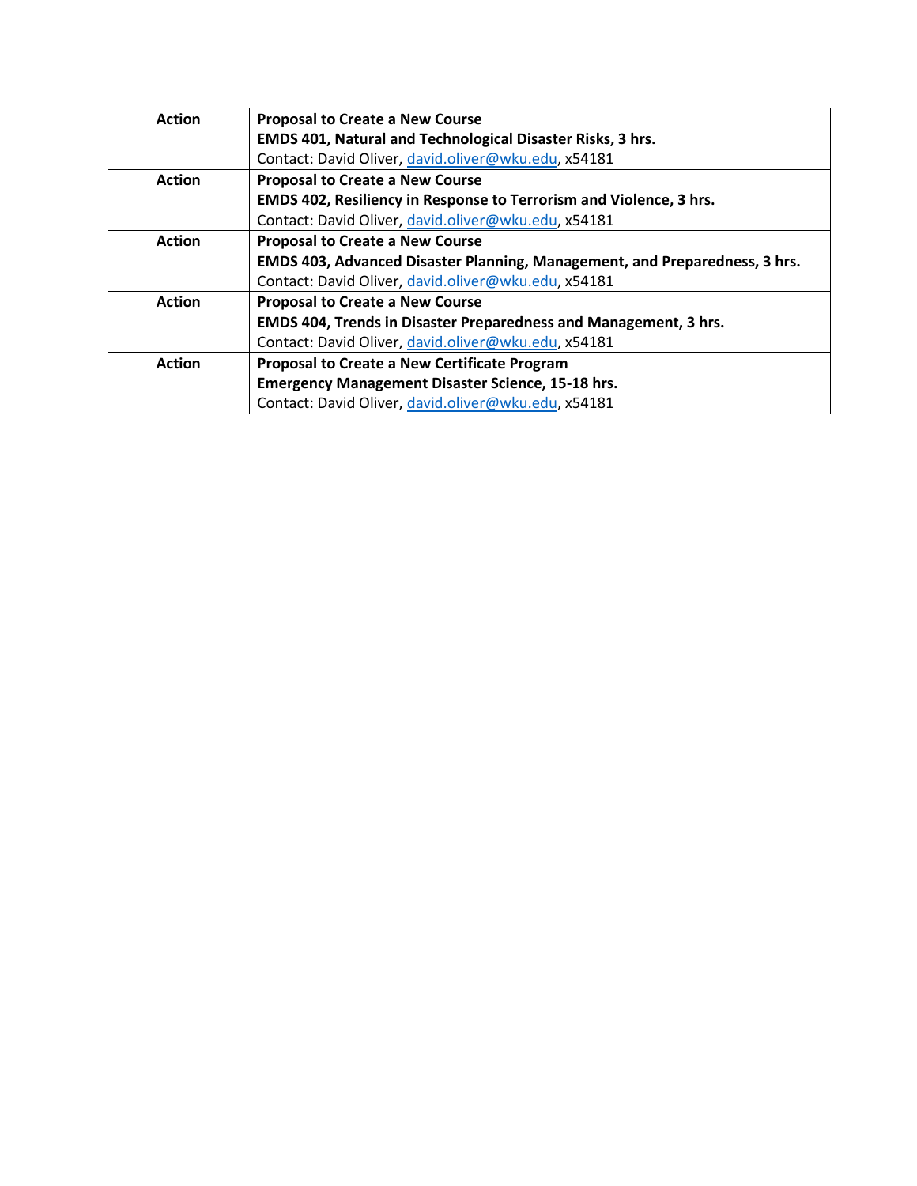| Action | Proposal to Create a New Course |
|---|---|
| | **Proposal to Create a New Course**<br>**EMDS 401, Natural and Technological Disaster Risks, 3 hrs.**<br>Contact: David Oliver, david.oliver@wku.edu, x54181 |

Let me restructure properly:

| | |
|---|---|
| **Action** | **Proposal to Create a New Course**<br>**EMDS 401, Natural and Technological Disaster Risks, 3 hrs.**<br>Contact: David Oliver, david.oliver@wku.edu, x54181 |
| **Action** | **Proposal to Create a New Course**<br>**EMDS 402, Resiliency in Response to Terrorism and Violence, 3 hrs.**<br>Contact: David Oliver, david.oliver@wku.edu, x54181 |
| **Action** | **Proposal to Create a New Course**<br>**EMDS 403, Advanced Disaster Planning, Management, and Preparedness, 3 hrs.**<br>Contact: David Oliver, david.oliver@wku.edu, x54181 |
| **Action** | **Proposal to Create a New Course**<br>**EMDS 404, Trends in Disaster Preparedness and Management, 3 hrs.**<br>Contact: David Oliver, david.oliver@wku.edu, x54181 |
| **Action** | **Proposal to Create a New Certificate Program**<br>**Emergency Management Disaster Science, 15-18 hrs.**<br>Contact: David Oliver, david.oliver@wku.edu, x54181 |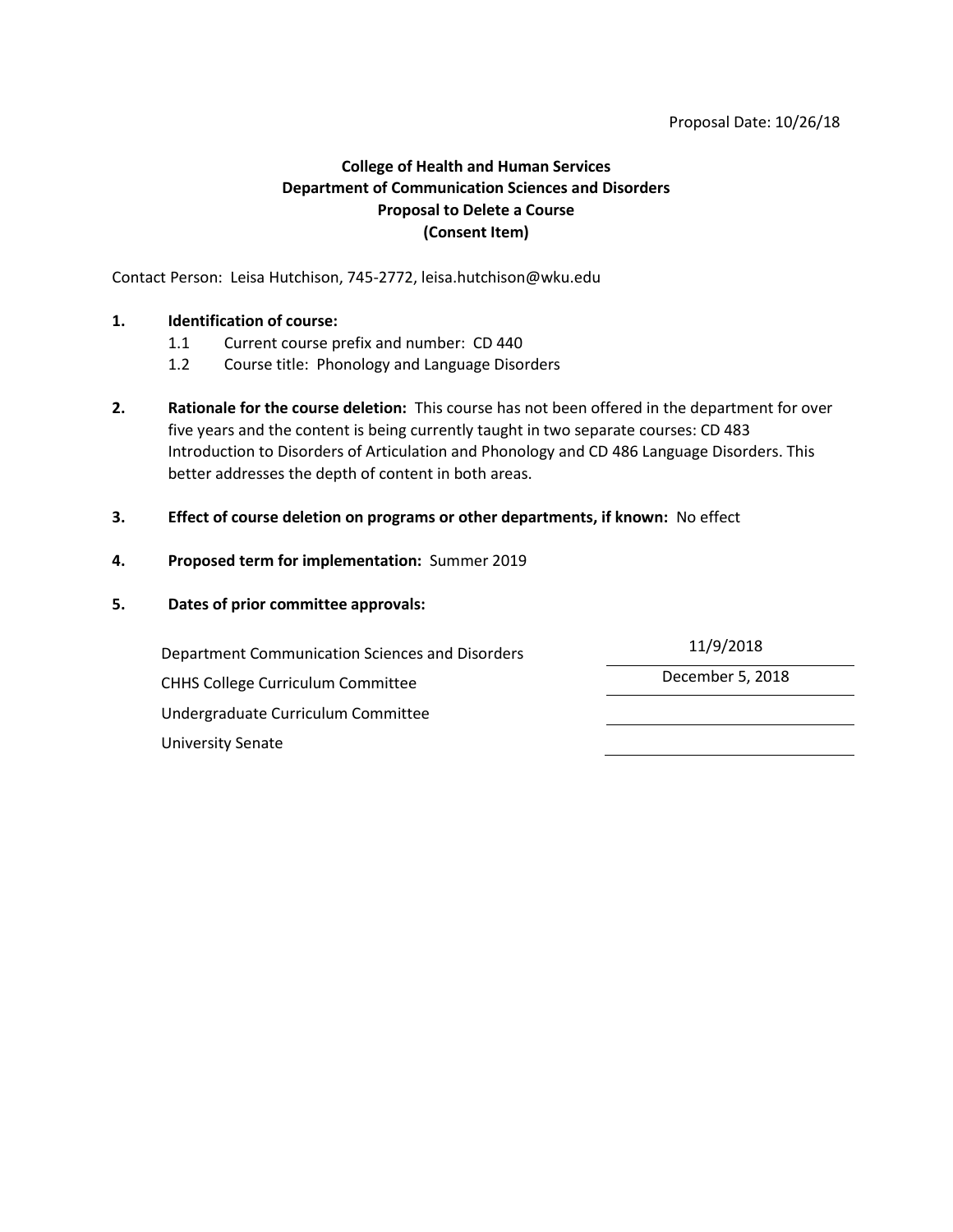Proposal Date: 10/26/18

**College of Health and Human Services**
**Department of Communication Sciences and Disorders**
**Proposal to Delete a Course**
**(Consent Item)**

Contact Person: Leisa Hutchison, 745-2772, leisa.hutchison@wku.edu

**1. Identification of course:**

1.1 Current course prefix and number: CD 440

1.2 Course title: Phonology and Language Disorders

**2. Rationale for the course deletion:** This course has not been offered in the department for over five years and the content is being currently taught in two separate courses: CD 483 Introduction to Disorders of Articulation and Phonology and CD 486 Language Disorders. This better addresses the depth of content in both areas.

**3. Effect of course deletion on programs or other departments, if known:** No effect

**4. Proposed term for implementation:** Summer 2019

**5. Dates of prior committee approvals:**

| Committee | Date |
| --- | --- |
| Department Communication Sciences and Disorders | 11/9/2018 |
| CHHS College Curriculum Committee | December 5, 2018 |
| Undergraduate Curriculum Committee | |
| University Senate | |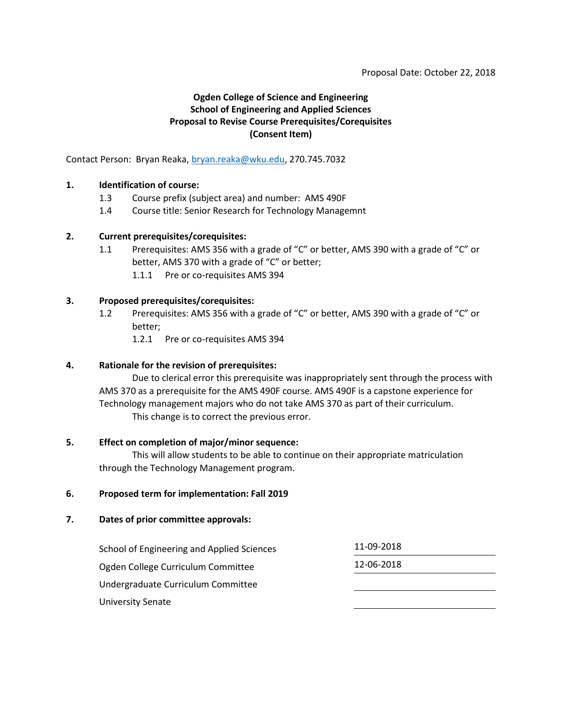Proposal Date: October 22, 2018

**Ogden College of Science and Engineering**
**School of Engineering and Applied Sciences**
**Proposal to Revise Course Prerequisites/Corequisites**
**(Consent Item)**

Contact Person: Bryan Reaka, bryan.reaka@wku.edu, 270.745.7032

**1. Identification of course:**

1.3 Course prefix (subject area) and number: AMS 490F

1.4 Course title: Senior Research for Technology Managemnt

**2. Current prerequisites/corequisites:**

1.1 Prerequisites: AMS 356 with a grade of "C" or better, AMS 390 with a grade of "C" or better, AMS 370 with a grade of "C" or better;

1.1.1 Pre or co-requisites AMS 394

**3. Proposed prerequisites/corequisites:**

1.2 Prerequisites: AMS 356 with a grade of "C" or better, AMS 390 with a grade of "C" or better;

1.2.1 Pre or co-requisites AMS 394

**4. Rationale for the revision of prerequisites:**

Due to clerical error this prerequisite was inappropriately sent through the process with AMS 370 as a prerequisite for the AMS 490F course. AMS 490F is a capstone experience for Technology management majors who do not take AMS 370 as part of their curriculum.

This change is to correct the previous error.

**5. Effect on completion of major/minor sequence:**

This will allow students to be able to continue on their appropriate matriculation through the Technology Management program.

**6. Proposed term for implementation: Fall 2019**

**7. Dates of prior committee approvals:**

| | |
|---|---|
| School of Engineering and Applied Sciences | 11-09-2018 |
| Ogden College Curriculum Committee | 12-06-2018 |
| Undergraduate Curriculum Committee | |
| University Senate | |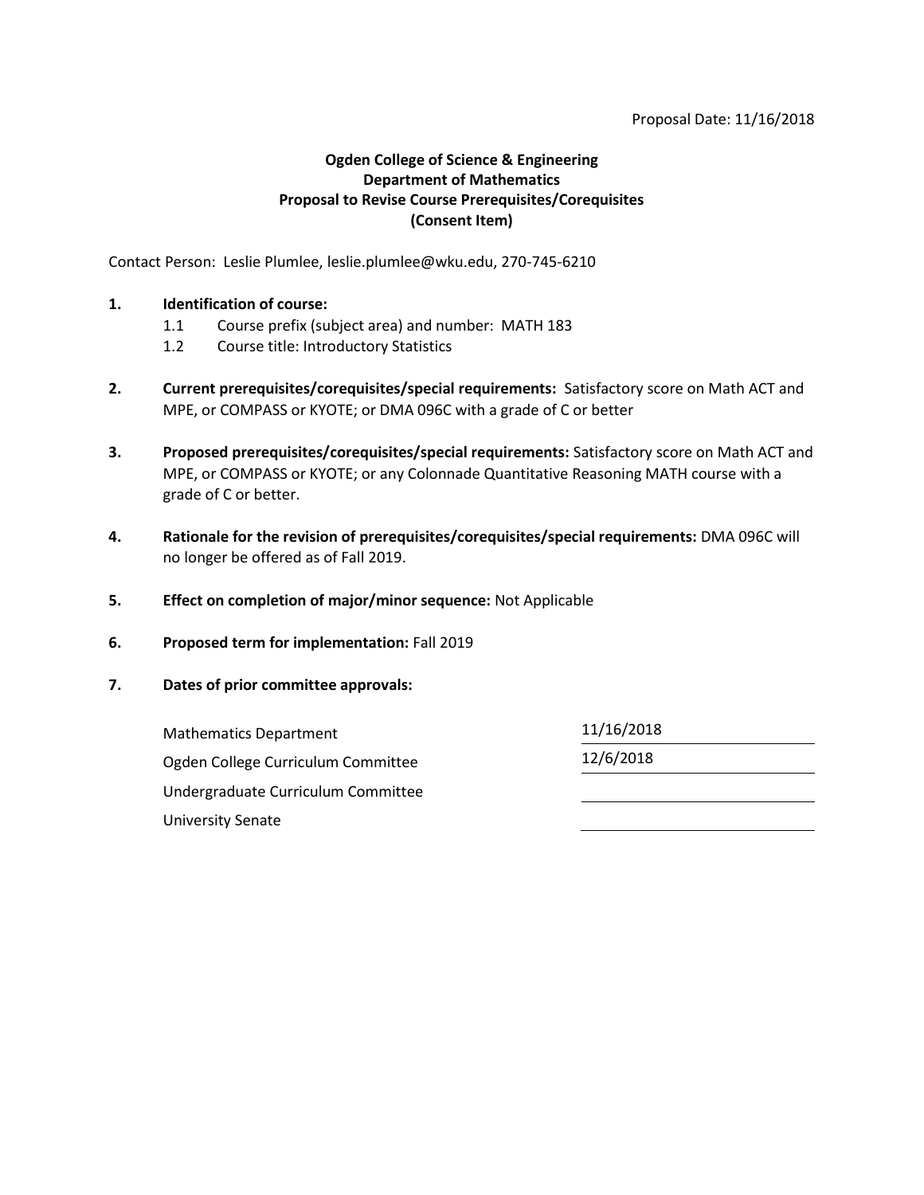Proposal Date: 11/16/2018

**Ogden College of Science & Engineering**
**Department of Mathematics**
**Proposal to Revise Course Prerequisites/Corequisites**
**(Consent Item)**

Contact Person: Leslie Plumlee, leslie.plumlee@wku.edu, 270-745-6210

1. **Identification of course:**
   - 1.1 Course prefix (subject area) and number: MATH 183
   - 1.2 Course title: Introductory Statistics

2. **Current prerequisites/corequisites/special requirements:** Satisfactory score on Math ACT and MPE, or COMPASS or KYOTE; or DMA 096C with a grade of C or better

3. **Proposed prerequisites/corequisites/special requirements:** Satisfactory score on Math ACT and MPE, or COMPASS or KYOTE; or any Colonnade Quantitative Reasoning MATH course with a grade of C or better.

4. **Rationale for the revision of prerequisites/corequisites/special requirements:** DMA 096C will no longer be offered as of Fall 2019.

5. **Effect on completion of major/minor sequence:** Not Applicable

6. **Proposed term for implementation:** Fall 2019

7. **Dates of prior committee approvals:**

| | |
|---|---|
| Mathematics Department | 11/16/2018 |
| Ogden College Curriculum Committee | 12/6/2018 |
| Undergraduate Curriculum Committee | |
| University Senate | |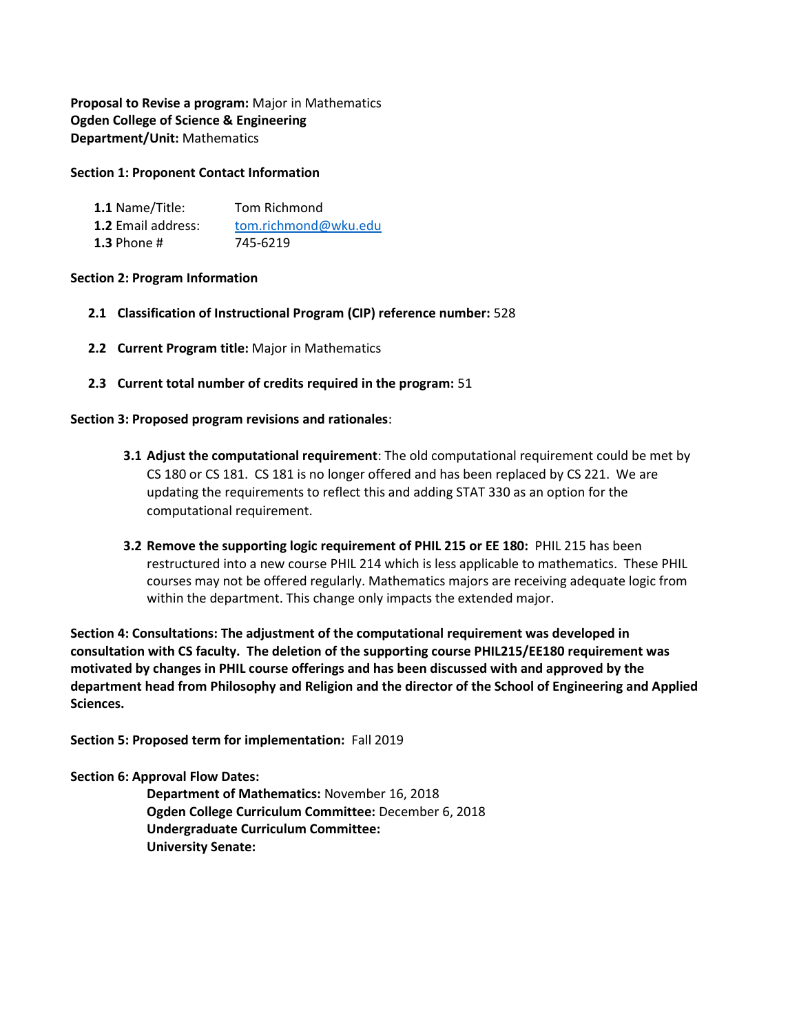**Proposal to Revise a program:** Major in Mathematics
**Ogden College of Science & Engineering**
**Department/Unit:** Mathematics

**Section 1: Proponent Contact Information**

**1.1** Name/Title: Tom Richmond
**1.2** Email address: tom.richmond@wku.edu
**1.3** Phone # 745-6219

**Section 2: Program Information**

**2.1 Classification of Instructional Program (CIP) reference number:** 528

**2.2 Current Program title:** Major in Mathematics

**2.3 Current total number of credits required in the program:** 51

**Section 3: Proposed program revisions and rationales**:

**3.1 Adjust the computational requirement**: The old computational requirement could be met by CS 180 or CS 181. CS 181 is no longer offered and has been replaced by CS 221. We are updating the requirements to reflect this and adding STAT 330 as an option for the computational requirement.

**3.2 Remove the supporting logic requirement of PHIL 215 or EE 180:** PHIL 215 has been restructured into a new course PHIL 214 which is less applicable to mathematics. These PHIL courses may not be offered regularly. Mathematics majors are receiving adequate logic from within the department. This change only impacts the extended major.

**Section 4: Consultations: The adjustment of the computational requirement was developed in consultation with CS faculty. The deletion of the supporting course PHIL215/EE180 requirement was motivated by changes in PHIL course offerings and has been discussed with and approved by the department head from Philosophy and Religion and the director of the School of Engineering and Applied Sciences.**

**Section 5: Proposed term for implementation:** Fall 2019

**Section 6: Approval Flow Dates:**

**Department of Mathematics:** November 16, 2018
**Ogden College Curriculum Committee:** December 6, 2018
**Undergraduate Curriculum Committee:**
**University Senate:**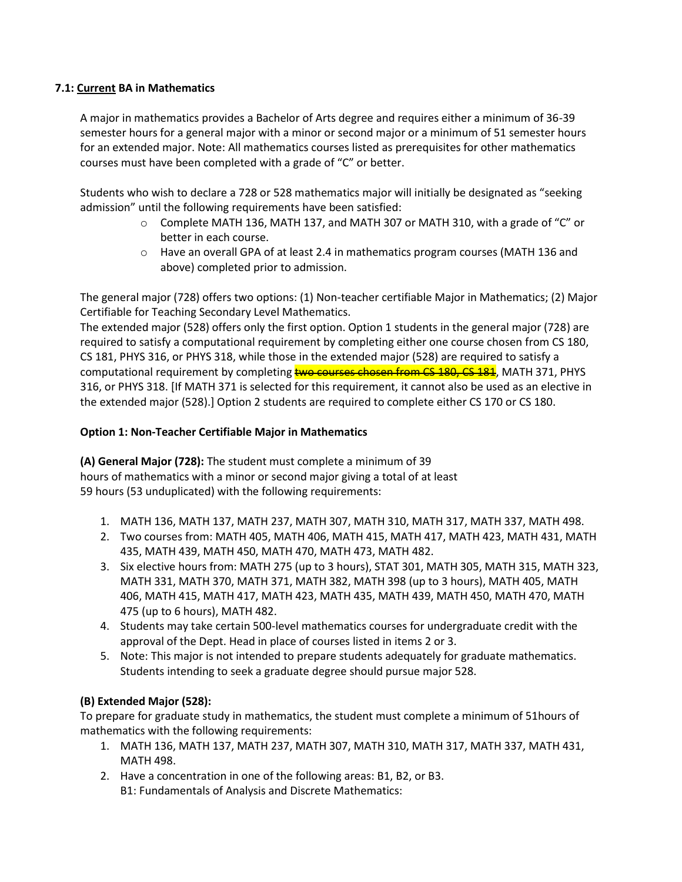### 7.1: <u>Current</u> BA in Mathematics

A major in mathematics provides a Bachelor of Arts degree and requires either a minimum of 36-39 semester hours for a general major with a minor or second major or a minimum of 51 semester hours for an extended major. Note: All mathematics courses listed as prerequisites for other mathematics courses must have been completed with a grade of "C" or better.

Students who wish to declare a 728 or 528 mathematics major will initially be designated as "seeking admission" until the following requirements have been satisfied:

- Complete MATH 136, MATH 137, and MATH 307 or MATH 310, with a grade of "C" or better in each course.
- Have an overall GPA of at least 2.4 in mathematics program courses (MATH 136 and above) completed prior to admission.

The general major (728) offers two options: (1) Non-teacher certifiable Major in Mathematics; (2) Major Certifiable for Teaching Secondary Level Mathematics.
The extended major (528) offers only the first option. Option 1 students in the general major (728) are required to satisfy a computational requirement by completing either one course chosen from CS 180, CS 181, PHYS 316, or PHYS 318, while those in the extended major (528) are required to satisfy a computational requirement by completing ~~two courses chosen from CS 180, CS 181~~, MATH 371, PHYS 316, or PHYS 318. [If MATH 371 is selected for this requirement, it cannot also be used as an elective in the extended major (528).] Option 2 students are required to complete either CS 170 or CS 180.

**Option 1: Non-Teacher Certifiable Major in Mathematics**

**(A) General Major (728):** The student must complete a minimum of 39 hours of mathematics with a minor or second major giving a total of at least 59 hours (53 unduplicated) with the following requirements:

1. MATH 136, MATH 137, MATH 237, MATH 307, MATH 310, MATH 317, MATH 337, MATH 498.
2. Two courses from: MATH 405, MATH 406, MATH 415, MATH 417, MATH 423, MATH 431, MATH 435, MATH 439, MATH 450, MATH 470, MATH 473, MATH 482.
3. Six elective hours from: MATH 275 (up to 3 hours), STAT 301, MATH 305, MATH 315, MATH 323, MATH 331, MATH 370, MATH 371, MATH 382, MATH 398 (up to 3 hours), MATH 405, MATH 406, MATH 415, MATH 417, MATH 423, MATH 435, MATH 439, MATH 450, MATH 470, MATH 475 (up to 6 hours), MATH 482.
4. Students may take certain 500-level mathematics courses for undergraduate credit with the approval of the Dept. Head in place of courses listed in items 2 or 3.
5. Note: This major is not intended to prepare students adequately for graduate mathematics. Students intending to seek a graduate degree should pursue major 528.

**(B) Extended Major (528):**
To prepare for graduate study in mathematics, the student must complete a minimum of 51hours of mathematics with the following requirements:

1. MATH 136, MATH 137, MATH 237, MATH 307, MATH 310, MATH 317, MATH 337, MATH 431, MATH 498.
2. Have a concentration in one of the following areas: B1, B2, or B3.
   B1: Fundamentals of Analysis and Discrete Mathematics: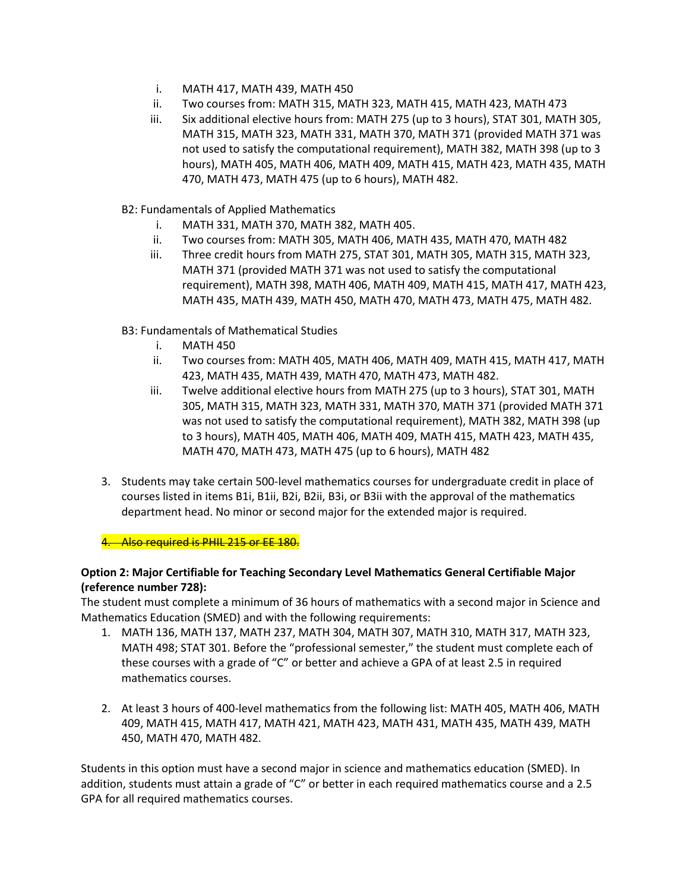i. MATH 417, MATH 439, MATH 450
   ii. Two courses from: MATH 315, MATH 323, MATH 415, MATH 423, MATH 473
   iii. Six additional elective hours from: MATH 275 (up to 3 hours), STAT 301, MATH 305, MATH 315, MATH 323, MATH 331, MATH 370, MATH 371 (provided MATH 371 was not used to satisfy the computational requirement), MATH 382, MATH 398 (up to 3 hours), MATH 405, MATH 406, MATH 409, MATH 415, MATH 423, MATH 435, MATH 470, MATH 473, MATH 475 (up to 6 hours), MATH 482.

B2: Fundamentals of Applied Mathematics

   i. MATH 331, MATH 370, MATH 382, MATH 405.
   ii. Two courses from: MATH 305, MATH 406, MATH 435, MATH 470, MATH 482
   iii. Three credit hours from MATH 275, STAT 301, MATH 305, MATH 315, MATH 323, MATH 371 (provided MATH 371 was not used to satisfy the computational requirement), MATH 398, MATH 406, MATH 409, MATH 415, MATH 417, MATH 423, MATH 435, MATH 439, MATH 450, MATH 470, MATH 473, MATH 475, MATH 482.

B3: Fundamentals of Mathematical Studies

   i. MATH 450
   ii. Two courses from: MATH 405, MATH 406, MATH 409, MATH 415, MATH 417, MATH 423, MATH 435, MATH 439, MATH 470, MATH 473, MATH 482.
   iii. Twelve additional elective hours from MATH 275 (up to 3 hours), STAT 301, MATH 305, MATH 315, MATH 323, MATH 331, MATH 370, MATH 371 (provided MATH 371 was not used to satisfy the computational requirement), MATH 382, MATH 398 (up to 3 hours), MATH 405, MATH 406, MATH 409, MATH 415, MATH 423, MATH 435, MATH 470, MATH 473, MATH 475 (up to 6 hours), MATH 482

3. Students may take certain 500-level mathematics courses for undergraduate credit in place of courses listed in items B1i, B1ii, B2i, B2ii, B3i, or B3ii with the approval of the mathematics department head. No minor or second major for the extended major is required.

4. ~~Also required is PHIL 215 or EE 180.~~

**Option 2: Major Certifiable for Teaching Secondary Level Mathematics General Certifiable Major (reference number 728):**

The student must complete a minimum of 36 hours of mathematics with a second major in Science and Mathematics Education (SMED) and with the following requirements:

1. MATH 136, MATH 137, MATH 237, MATH 304, MATH 307, MATH 310, MATH 317, MATH 323, MATH 498; STAT 301. Before the "professional semester," the student must complete each of these courses with a grade of "C" or better and achieve a GPA of at least 2.5 in required mathematics courses.

2. At least 3 hours of 400-level mathematics from the following list: MATH 405, MATH 406, MATH 409, MATH 415, MATH 417, MATH 421, MATH 423, MATH 431, MATH 435, MATH 439, MATH 450, MATH 470, MATH 482.

Students in this option must have a second major in science and mathematics education (SMED). In addition, students must attain a grade of "C" or better in each required mathematics course and a 2.5 GPA for all required mathematics courses.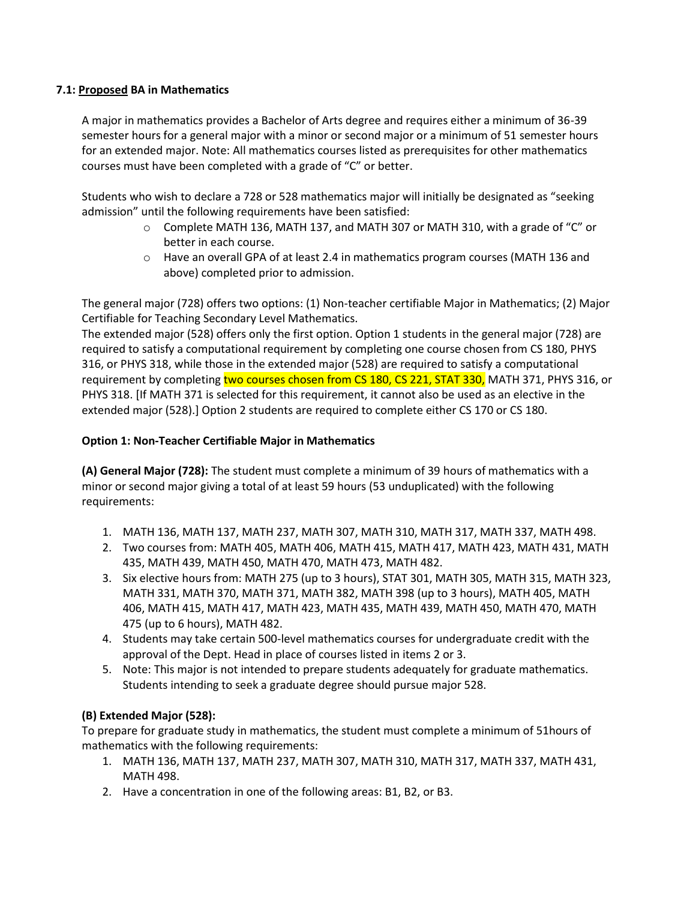**7.1: <u>Proposed</u> BA in Mathematics**

A major in mathematics provides a Bachelor of Arts degree and requires either a minimum of 36-39 semester hours for a general major with a minor or second major or a minimum of 51 semester hours for an extended major. Note: All mathematics courses listed as prerequisites for other mathematics courses must have been completed with a grade of "C" or better.

Students who wish to declare a 728 or 528 mathematics major will initially be designated as "seeking admission" until the following requirements have been satisfied:

- Complete MATH 136, MATH 137, and MATH 307 or MATH 310, with a grade of "C" or better in each course.
- Have an overall GPA of at least 2.4 in mathematics program courses (MATH 136 and above) completed prior to admission.

The general major (728) offers two options: (1) Non-teacher certifiable Major in Mathematics; (2) Major Certifiable for Teaching Secondary Level Mathematics.
The extended major (528) offers only the first option. Option 1 students in the general major (728) are required to satisfy a computational requirement by completing one course chosen from CS 180, PHYS 316, or PHYS 318, while those in the extended major (528) are required to satisfy a computational requirement by completing two courses chosen from CS 180, CS 221, STAT 330, MATH 371, PHYS 316, or PHYS 318. [If MATH 371 is selected for this requirement, it cannot also be used as an elective in the extended major (528).] Option 2 students are required to complete either CS 170 or CS 180.

**Option 1: Non-Teacher Certifiable Major in Mathematics**

**(A) General Major (728):** The student must complete a minimum of 39 hours of mathematics with a minor or second major giving a total of at least 59 hours (53 unduplicated) with the following requirements:

1. MATH 136, MATH 137, MATH 237, MATH 307, MATH 310, MATH 317, MATH 337, MATH 498.
2. Two courses from: MATH 405, MATH 406, MATH 415, MATH 417, MATH 423, MATH 431, MATH 435, MATH 439, MATH 450, MATH 470, MATH 473, MATH 482.
3. Six elective hours from: MATH 275 (up to 3 hours), STAT 301, MATH 305, MATH 315, MATH 323, MATH 331, MATH 370, MATH 371, MATH 382, MATH 398 (up to 3 hours), MATH 405, MATH 406, MATH 415, MATH 417, MATH 423, MATH 435, MATH 439, MATH 450, MATH 470, MATH 475 (up to 6 hours), MATH 482.
4. Students may take certain 500-level mathematics courses for undergraduate credit with the approval of the Dept. Head in place of courses listed in items 2 or 3.
5. Note: This major is not intended to prepare students adequately for graduate mathematics. Students intending to seek a graduate degree should pursue major 528.

**(B) Extended Major (528):**
To prepare for graduate study in mathematics, the student must complete a minimum of 51hours of mathematics with the following requirements:

1. MATH 136, MATH 137, MATH 237, MATH 307, MATH 310, MATH 317, MATH 337, MATH 431, MATH 498.
2. Have a concentration in one of the following areas: B1, B2, or B3.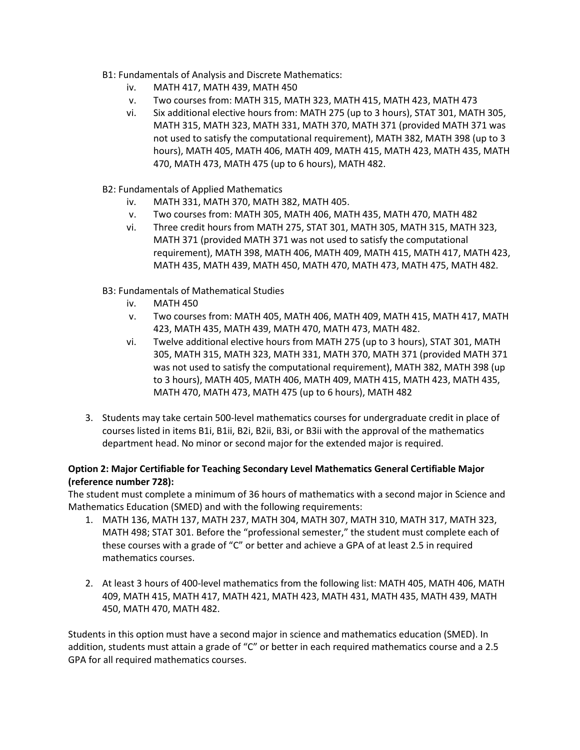B1: Fundamentals of Analysis and Discrete Mathematics:

- iv. MATH 417, MATH 439, MATH 450
- v. Two courses from: MATH 315, MATH 323, MATH 415, MATH 423, MATH 473
- vi. Six additional elective hours from: MATH 275 (up to 3 hours), STAT 301, MATH 305, MATH 315, MATH 323, MATH 331, MATH 370, MATH 371 (provided MATH 371 was not used to satisfy the computational requirement), MATH 382, MATH 398 (up to 3 hours), MATH 405, MATH 406, MATH 409, MATH 415, MATH 423, MATH 435, MATH 470, MATH 473, MATH 475 (up to 6 hours), MATH 482.

B2: Fundamentals of Applied Mathematics

- iv. MATH 331, MATH 370, MATH 382, MATH 405.
- v. Two courses from: MATH 305, MATH 406, MATH 435, MATH 470, MATH 482
- vi. Three credit hours from MATH 275, STAT 301, MATH 305, MATH 315, MATH 323, MATH 371 (provided MATH 371 was not used to satisfy the computational requirement), MATH 398, MATH 406, MATH 409, MATH 415, MATH 417, MATH 423, MATH 435, MATH 439, MATH 450, MATH 470, MATH 473, MATH 475, MATH 482.

B3: Fundamentals of Mathematical Studies

- iv. MATH 450
- v. Two courses from: MATH 405, MATH 406, MATH 409, MATH 415, MATH 417, MATH 423, MATH 435, MATH 439, MATH 470, MATH 473, MATH 482.
- vi. Twelve additional elective hours from MATH 275 (up to 3 hours), STAT 301, MATH 305, MATH 315, MATH 323, MATH 331, MATH 370, MATH 371 (provided MATH 371 was not used to satisfy the computational requirement), MATH 382, MATH 398 (up to 3 hours), MATH 405, MATH 406, MATH 409, MATH 415, MATH 423, MATH 435, MATH 470, MATH 473, MATH 475 (up to 6 hours), MATH 482

3. Students may take certain 500-level mathematics courses for undergraduate credit in place of courses listed in items B1i, B1ii, B2i, B2ii, B3i, or B3ii with the approval of the mathematics department head. No minor or second major for the extended major is required.

**Option 2: Major Certifiable for Teaching Secondary Level Mathematics General Certifiable Major (reference number 728):**

The student must complete a minimum of 36 hours of mathematics with a second major in Science and Mathematics Education (SMED) and with the following requirements:

1. MATH 136, MATH 137, MATH 237, MATH 304, MATH 307, MATH 310, MATH 317, MATH 323, MATH 498; STAT 301. Before the "professional semester," the student must complete each of these courses with a grade of "C" or better and achieve a GPA of at least 2.5 in required mathematics courses.

2. At least 3 hours of 400-level mathematics from the following list: MATH 405, MATH 406, MATH 409, MATH 415, MATH 417, MATH 421, MATH 423, MATH 431, MATH 435, MATH 439, MATH 450, MATH 470, MATH 482.

Students in this option must have a second major in science and mathematics education (SMED). In addition, students must attain a grade of "C" or better in each required mathematics course and a 2.5 GPA for all required mathematics courses.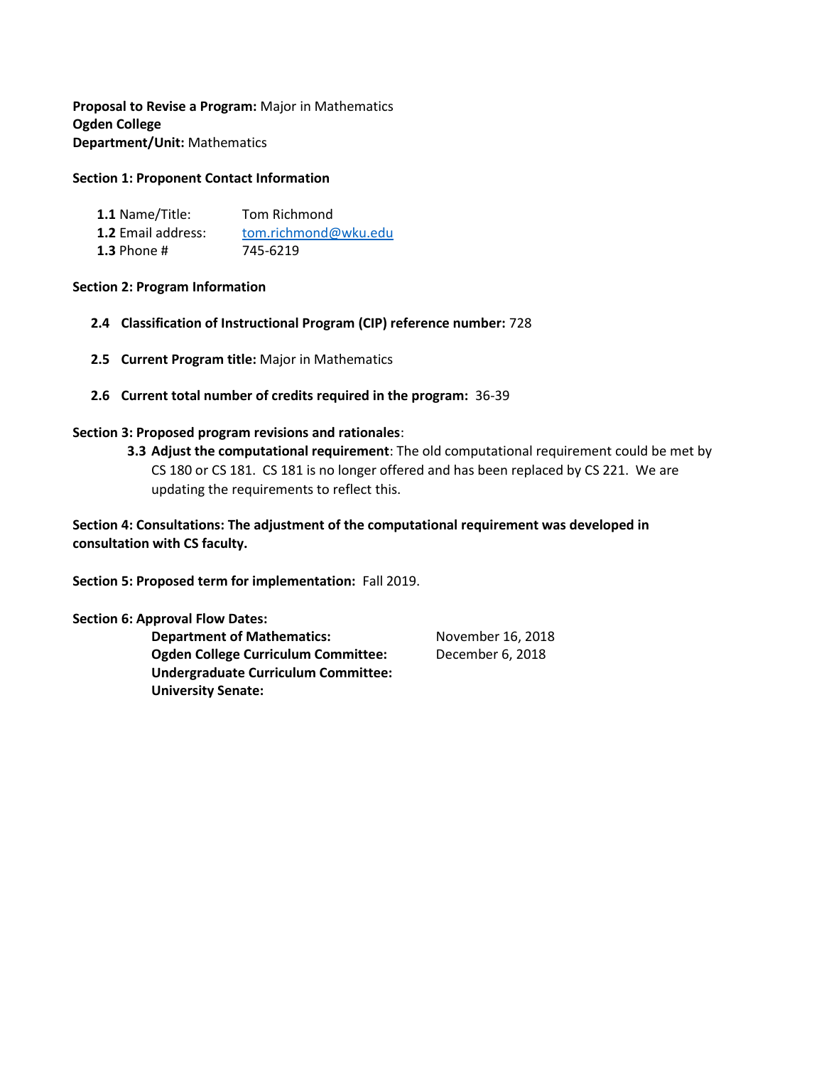**Proposal to Revise a Program:** Major in Mathematics
**Ogden College**
**Department/Unit:** Mathematics

**Section 1: Proponent Contact Information**

**1.1** Name/Title: Tom Richmond
**1.2** Email address: tom.richmond@wku.edu
**1.3** Phone # 745-6219

**Section 2: Program Information**

**2.4 Classification of Instructional Program (CIP) reference number:** 728

**2.5 Current Program title:** Major in Mathematics

**2.6 Current total number of credits required in the program:** 36-39

**Section 3: Proposed program revisions and rationales**:

**3.3 Adjust the computational requirement**: The old computational requirement could be met by CS 180 or CS 181. CS 181 is no longer offered and has been replaced by CS 221. We are updating the requirements to reflect this.

**Section 4: Consultations: The adjustment of the computational requirement was developed in consultation with CS faculty.**

**Section 5: Proposed term for implementation:** Fall 2019.

**Section 6: Approval Flow Dates:**

| | |
|---|---|
| **Department of Mathematics:** | November 16, 2018 |
| **Ogden College Curriculum Committee:** | December 6, 2018 |
| **Undergraduate Curriculum Committee:** | |
| **University Senate:** | |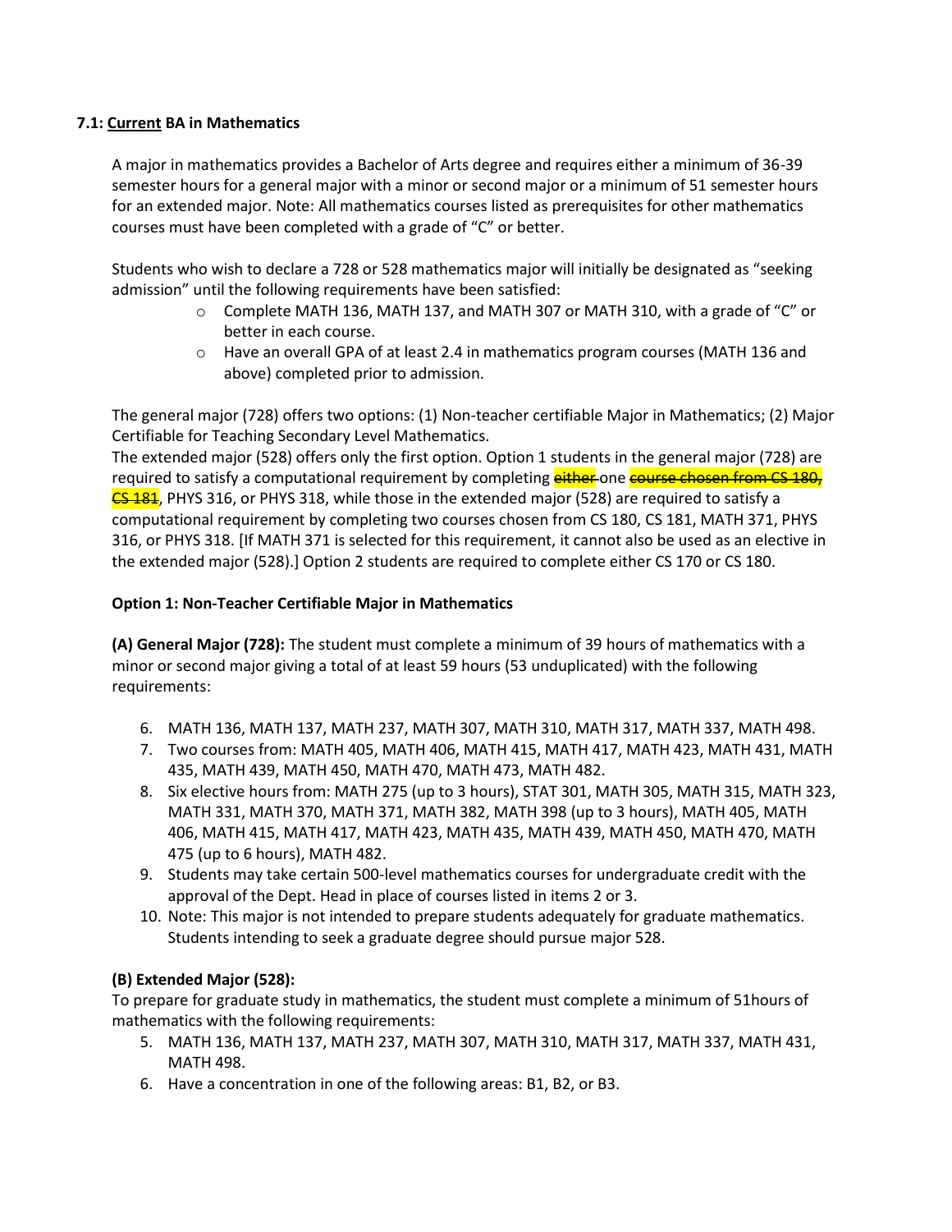### 7.1: <u>Current</u> BA in Mathematics

A major in mathematics provides a Bachelor of Arts degree and requires either a minimum of 36-39 semester hours for a general major with a minor or second major or a minimum of 51 semester hours for an extended major. Note: All mathematics courses listed as prerequisites for other mathematics courses must have been completed with a grade of "C" or better.

Students who wish to declare a 728 or 528 mathematics major will initially be designated as "seeking admission" until the following requirements have been satisfied:

- Complete MATH 136, MATH 137, and MATH 307 or MATH 310, with a grade of "C" or better in each course.
- Have an overall GPA of at least 2.4 in mathematics program courses (MATH 136 and above) completed prior to admission.

The general major (728) offers two options: (1) Non-teacher certifiable Major in Mathematics; (2) Major Certifiable for Teaching Secondary Level Mathematics.
The extended major (528) offers only the first option. Option 1 students in the general major (728) are required to satisfy a computational requirement by completing ~~either~~ one ~~course chosen from CS 180, CS 181~~, PHYS 316, or PHYS 318, while those in the extended major (528) are required to satisfy a computational requirement by completing two courses chosen from CS 180, CS 181, MATH 371, PHYS 316, or PHYS 318. [If MATH 371 is selected for this requirement, it cannot also be used as an elective in the extended major (528).] Option 2 students are required to complete either CS 170 or CS 180.

**Option 1: Non-Teacher Certifiable Major in Mathematics**

**(A) General Major (728):** The student must complete a minimum of 39 hours of mathematics with a minor or second major giving a total of at least 59 hours (53 unduplicated) with the following requirements:

6. MATH 136, MATH 137, MATH 237, MATH 307, MATH 310, MATH 317, MATH 337, MATH 498.
7. Two courses from: MATH 405, MATH 406, MATH 415, MATH 417, MATH 423, MATH 431, MATH 435, MATH 439, MATH 450, MATH 470, MATH 473, MATH 482.
8. Six elective hours from: MATH 275 (up to 3 hours), STAT 301, MATH 305, MATH 315, MATH 323, MATH 331, MATH 370, MATH 371, MATH 382, MATH 398 (up to 3 hours), MATH 405, MATH 406, MATH 415, MATH 417, MATH 423, MATH 435, MATH 439, MATH 450, MATH 470, MATH 475 (up to 6 hours), MATH 482.
9. Students may take certain 500-level mathematics courses for undergraduate credit with the approval of the Dept. Head in place of courses listed in items 2 or 3.
10. Note: This major is not intended to prepare students adequately for graduate mathematics. Students intending to seek a graduate degree should pursue major 528.

**(B) Extended Major (528):**
To prepare for graduate study in mathematics, the student must complete a minimum of 51hours of mathematics with the following requirements:

5. MATH 136, MATH 137, MATH 237, MATH 307, MATH 310, MATH 317, MATH 337, MATH 431, MATH 498.
6. Have a concentration in one of the following areas: B1, B2, or B3.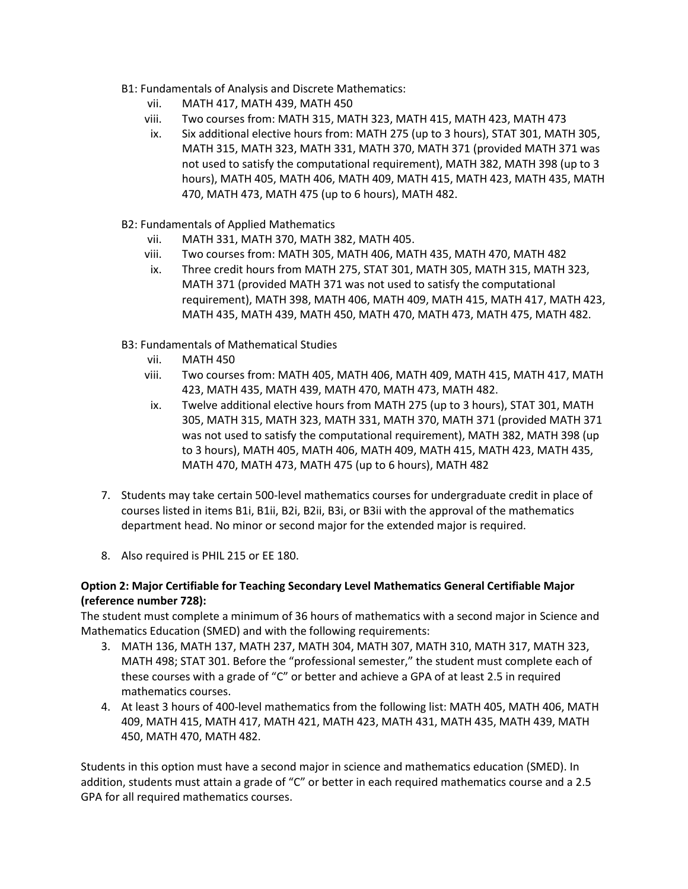B1: Fundamentals of Analysis and Discrete Mathematics:

vii. MATH 417, MATH 439, MATH 450

viii. Two courses from: MATH 315, MATH 323, MATH 415, MATH 423, MATH 473

ix. Six additional elective hours from: MATH 275 (up to 3 hours), STAT 301, MATH 305, MATH 315, MATH 323, MATH 331, MATH 370, MATH 371 (provided MATH 371 was not used to satisfy the computational requirement), MATH 382, MATH 398 (up to 3 hours), MATH 405, MATH 406, MATH 409, MATH 415, MATH 423, MATH 435, MATH 470, MATH 473, MATH 475 (up to 6 hours), MATH 482.

B2: Fundamentals of Applied Mathematics

vii. MATH 331, MATH 370, MATH 382, MATH 405.

viii. Two courses from: MATH 305, MATH 406, MATH 435, MATH 470, MATH 482

ix. Three credit hours from MATH 275, STAT 301, MATH 305, MATH 315, MATH 323, MATH 371 (provided MATH 371 was not used to satisfy the computational requirement), MATH 398, MATH 406, MATH 409, MATH 415, MATH 417, MATH 423, MATH 435, MATH 439, MATH 450, MATH 470, MATH 473, MATH 475, MATH 482.

B3: Fundamentals of Mathematical Studies

vii. MATH 450

viii. Two courses from: MATH 405, MATH 406, MATH 409, MATH 415, MATH 417, MATH 423, MATH 435, MATH 439, MATH 470, MATH 473, MATH 482.

ix. Twelve additional elective hours from MATH 275 (up to 3 hours), STAT 301, MATH 305, MATH 315, MATH 323, MATH 331, MATH 370, MATH 371 (provided MATH 371 was not used to satisfy the computational requirement), MATH 382, MATH 398 (up to 3 hours), MATH 405, MATH 406, MATH 409, MATH 415, MATH 423, MATH 435, MATH 470, MATH 473, MATH 475 (up to 6 hours), MATH 482

7. Students may take certain 500-level mathematics courses for undergraduate credit in place of courses listed in items B1i, B1ii, B2i, B2ii, B3i, or B3ii with the approval of the mathematics department head. No minor or second major for the extended major is required.

8. Also required is PHIL 215 or EE 180.

**Option 2: Major Certifiable for Teaching Secondary Level Mathematics General Certifiable Major (reference number 728):**

The student must complete a minimum of 36 hours of mathematics with a second major in Science and Mathematics Education (SMED) and with the following requirements:

3. MATH 136, MATH 137, MATH 237, MATH 304, MATH 307, MATH 310, MATH 317, MATH 323, MATH 498; STAT 301. Before the "professional semester," the student must complete each of these courses with a grade of "C" or better and achieve a GPA of at least 2.5 in required mathematics courses.
4. At least 3 hours of 400-level mathematics from the following list: MATH 405, MATH 406, MATH 409, MATH 415, MATH 417, MATH 421, MATH 423, MATH 431, MATH 435, MATH 439, MATH 450, MATH 470, MATH 482.

Students in this option must have a second major in science and mathematics education (SMED). In addition, students must attain a grade of "C" or better in each required mathematics course and a 2.5 GPA for all required mathematics courses.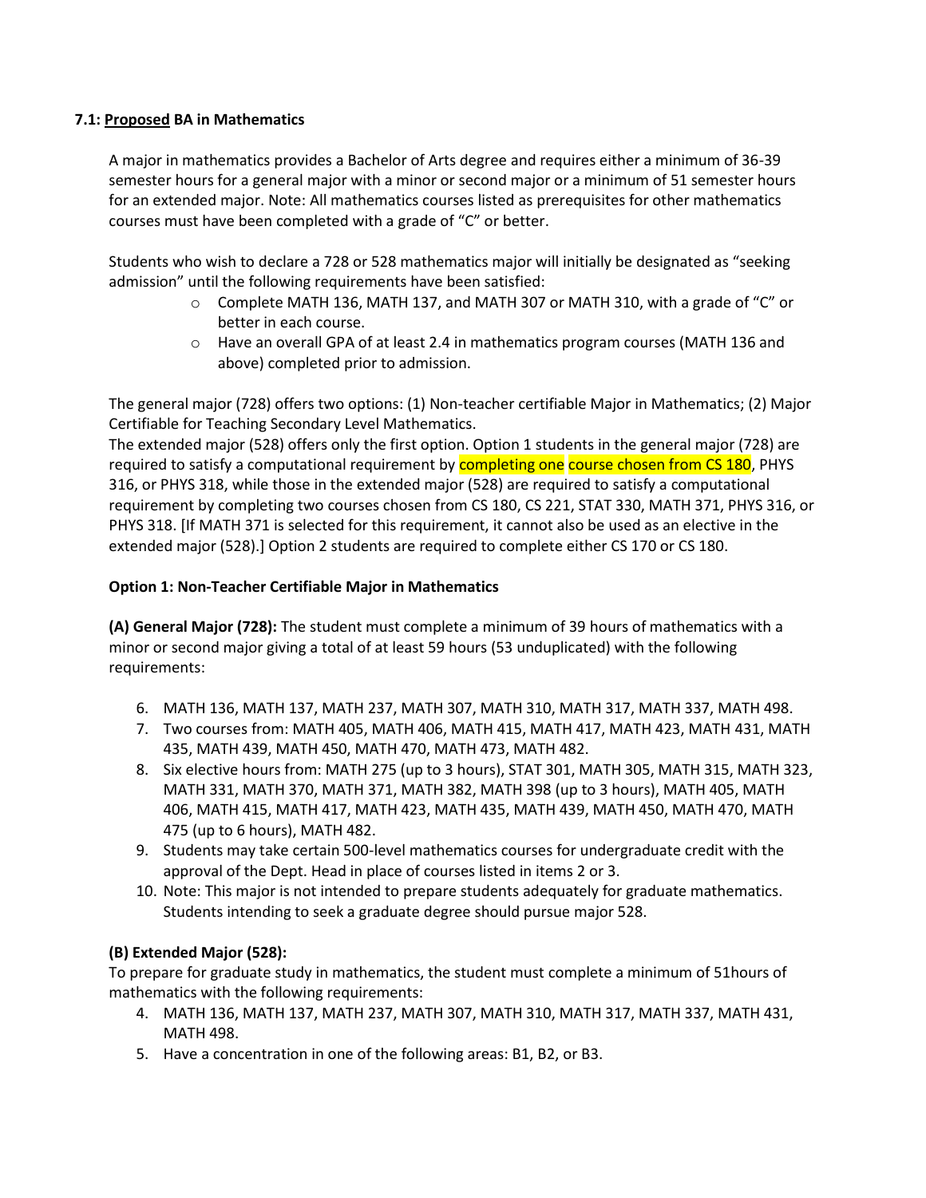**7.1: <u>Proposed</u> BA in Mathematics**

A major in mathematics provides a Bachelor of Arts degree and requires either a minimum of 36-39 semester hours for a general major with a minor or second major or a minimum of 51 semester hours for an extended major. Note: All mathematics courses listed as prerequisites for other mathematics courses must have been completed with a grade of "C" or better.

Students who wish to declare a 728 or 528 mathematics major will initially be designated as "seeking admission" until the following requirements have been satisfied:

- Complete MATH 136, MATH 137, and MATH 307 or MATH 310, with a grade of "C" or better in each course.
- Have an overall GPA of at least 2.4 in mathematics program courses (MATH 136 and above) completed prior to admission.

The general major (728) offers two options: (1) Non-teacher certifiable Major in Mathematics; (2) Major Certifiable for Teaching Secondary Level Mathematics.
The extended major (528) offers only the first option. Option 1 students in the general major (728) are required to satisfy a computational requirement by completing one course chosen from CS 180, PHYS 316, or PHYS 318, while those in the extended major (528) are required to satisfy a computational requirement by completing two courses chosen from CS 180, CS 221, STAT 330, MATH 371, PHYS 316, or PHYS 318. [If MATH 371 is selected for this requirement, it cannot also be used as an elective in the extended major (528).] Option 2 students are required to complete either CS 170 or CS 180.

**Option 1: Non-Teacher Certifiable Major in Mathematics**

**(A) General Major (728):** The student must complete a minimum of 39 hours of mathematics with a minor or second major giving a total of at least 59 hours (53 unduplicated) with the following requirements:

6. MATH 136, MATH 137, MATH 237, MATH 307, MATH 310, MATH 317, MATH 337, MATH 498.
7. Two courses from: MATH 405, MATH 406, MATH 415, MATH 417, MATH 423, MATH 431, MATH 435, MATH 439, MATH 450, MATH 470, MATH 473, MATH 482.
8. Six elective hours from: MATH 275 (up to 3 hours), STAT 301, MATH 305, MATH 315, MATH 323, MATH 331, MATH 370, MATH 371, MATH 382, MATH 398 (up to 3 hours), MATH 405, MATH 406, MATH 415, MATH 417, MATH 423, MATH 435, MATH 439, MATH 450, MATH 470, MATH 475 (up to 6 hours), MATH 482.
9. Students may take certain 500-level mathematics courses for undergraduate credit with the approval of the Dept. Head in place of courses listed in items 2 or 3.
10. Note: This major is not intended to prepare students adequately for graduate mathematics. Students intending to seek a graduate degree should pursue major 528.

**(B) Extended Major (528):**
To prepare for graduate study in mathematics, the student must complete a minimum of 51hours of mathematics with the following requirements:

4. MATH 136, MATH 137, MATH 237, MATH 307, MATH 310, MATH 317, MATH 337, MATH 431, MATH 498.
5. Have a concentration in one of the following areas: B1, B2, or B3.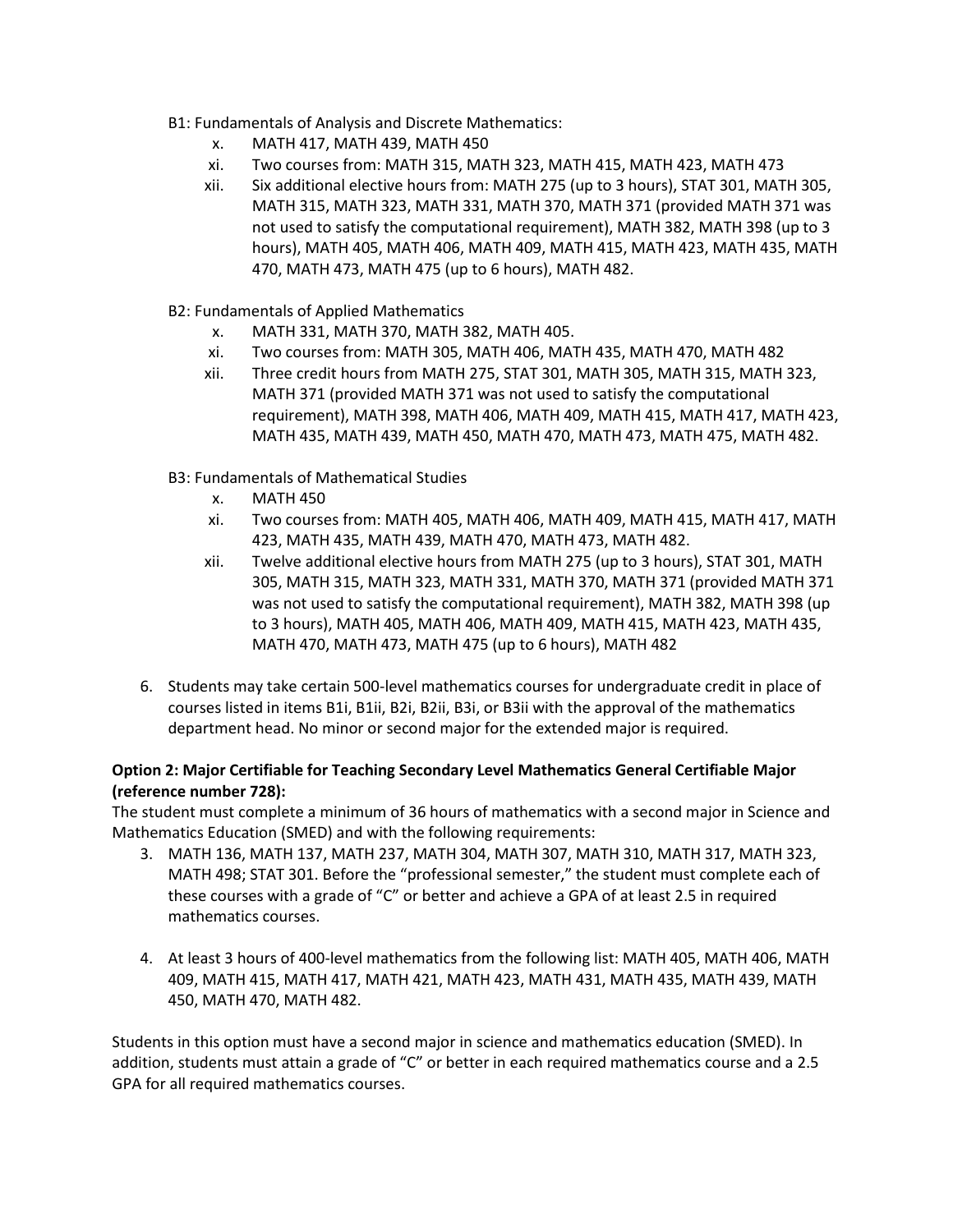B1: Fundamentals of Analysis and Discrete Mathematics:

x. MATH 417, MATH 439, MATH 450

xi. Two courses from: MATH 315, MATH 323, MATH 415, MATH 423, MATH 473

xii. Six additional elective hours from: MATH 275 (up to 3 hours), STAT 301, MATH 305, MATH 315, MATH 323, MATH 331, MATH 370, MATH 371 (provided MATH 371 was not used to satisfy the computational requirement), MATH 382, MATH 398 (up to 3 hours), MATH 405, MATH 406, MATH 409, MATH 415, MATH 423, MATH 435, MATH 470, MATH 473, MATH 475 (up to 6 hours), MATH 482.

B2: Fundamentals of Applied Mathematics

x. MATH 331, MATH 370, MATH 382, MATH 405.

xi. Two courses from: MATH 305, MATH 406, MATH 435, MATH 470, MATH 482

xii. Three credit hours from MATH 275, STAT 301, MATH 305, MATH 315, MATH 323, MATH 371 (provided MATH 371 was not used to satisfy the computational requirement), MATH 398, MATH 406, MATH 409, MATH 415, MATH 417, MATH 423, MATH 435, MATH 439, MATH 450, MATH 470, MATH 473, MATH 475, MATH 482.

B3: Fundamentals of Mathematical Studies

x. MATH 450

xi. Two courses from: MATH 405, MATH 406, MATH 409, MATH 415, MATH 417, MATH 423, MATH 435, MATH 439, MATH 470, MATH 473, MATH 482.

xii. Twelve additional elective hours from MATH 275 (up to 3 hours), STAT 301, MATH 305, MATH 315, MATH 323, MATH 331, MATH 370, MATH 371 (provided MATH 371 was not used to satisfy the computational requirement), MATH 382, MATH 398 (up to 3 hours), MATH 405, MATH 406, MATH 409, MATH 415, MATH 423, MATH 435, MATH 470, MATH 473, MATH 475 (up to 6 hours), MATH 482

6. Students may take certain 500-level mathematics courses for undergraduate credit in place of courses listed in items B1i, B1ii, B2i, B2ii, B3i, or B3ii with the approval of the mathematics department head. No minor or second major for the extended major is required.

**Option 2: Major Certifiable for Teaching Secondary Level Mathematics General Certifiable Major (reference number 728):**

The student must complete a minimum of 36 hours of mathematics with a second major in Science and Mathematics Education (SMED) and with the following requirements:

3. MATH 136, MATH 137, MATH 237, MATH 304, MATH 307, MATH 310, MATH 317, MATH 323, MATH 498; STAT 301. Before the "professional semester," the student must complete each of these courses with a grade of "C" or better and achieve a GPA of at least 2.5 in required mathematics courses.

4. At least 3 hours of 400-level mathematics from the following list: MATH 405, MATH 406, MATH 409, MATH 415, MATH 417, MATH 421, MATH 423, MATH 431, MATH 435, MATH 439, MATH 450, MATH 470, MATH 482.

Students in this option must have a second major in science and mathematics education (SMED). In addition, students must attain a grade of "C" or better in each required mathematics course and a 2.5 GPA for all required mathematics courses.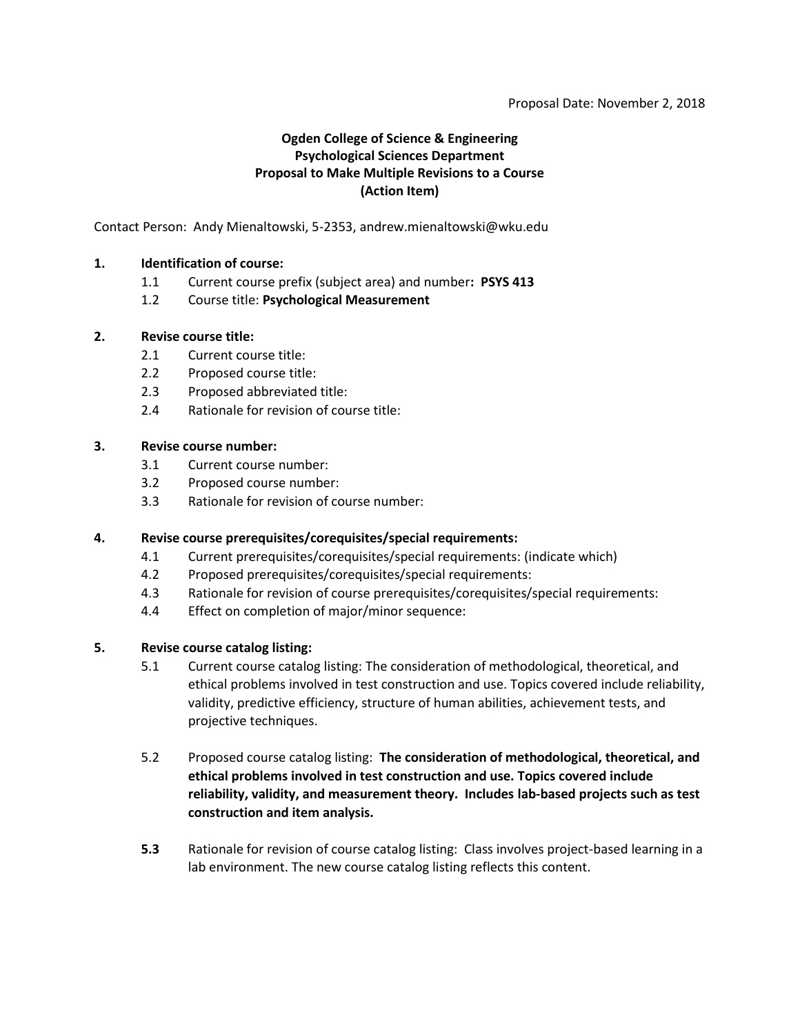Proposal Date: November 2, 2018

**Ogden College of Science & Engineering**
**Psychological Sciences Department**
**Proposal to Make Multiple Revisions to a Course**
**(Action Item)**

Contact Person: Andy Mienaltowski, 5-2353, andrew.mienaltowski@wku.edu

**1. Identification of course:**

- 1.1 Current course prefix (subject area) and number**: PSYS 413**
- 1.2 Course title: **Psychological Measurement**

**2. Revise course title:**

- 2.1 Current course title:
- 2.2 Proposed course title:
- 2.3 Proposed abbreviated title:
- 2.4 Rationale for revision of course title:

**3. Revise course number:**

- 3.1 Current course number:
- 3.2 Proposed course number:
- 3.3 Rationale for revision of course number:

**4. Revise course prerequisites/corequisites/special requirements:**

- 4.1 Current prerequisites/corequisites/special requirements: (indicate which)
- 4.2 Proposed prerequisites/corequisites/special requirements:
- 4.3 Rationale for revision of course prerequisites/corequisites/special requirements:
- 4.4 Effect on completion of major/minor sequence:

**5. Revise course catalog listing:**

- 5.1 Current course catalog listing: The consideration of methodological, theoretical, and ethical problems involved in test construction and use. Topics covered include reliability, validity, predictive efficiency, structure of human abilities, achievement tests, and projective techniques.

- 5.2 Proposed course catalog listing: **The consideration of methodological, theoretical, and ethical problems involved in test construction and use. Topics covered include reliability, validity, and measurement theory. Includes lab-based projects such as test construction and item analysis.**

- **5.3** Rationale for revision of course catalog listing: Class involves project-based learning in a lab environment. The new course catalog listing reflects this content.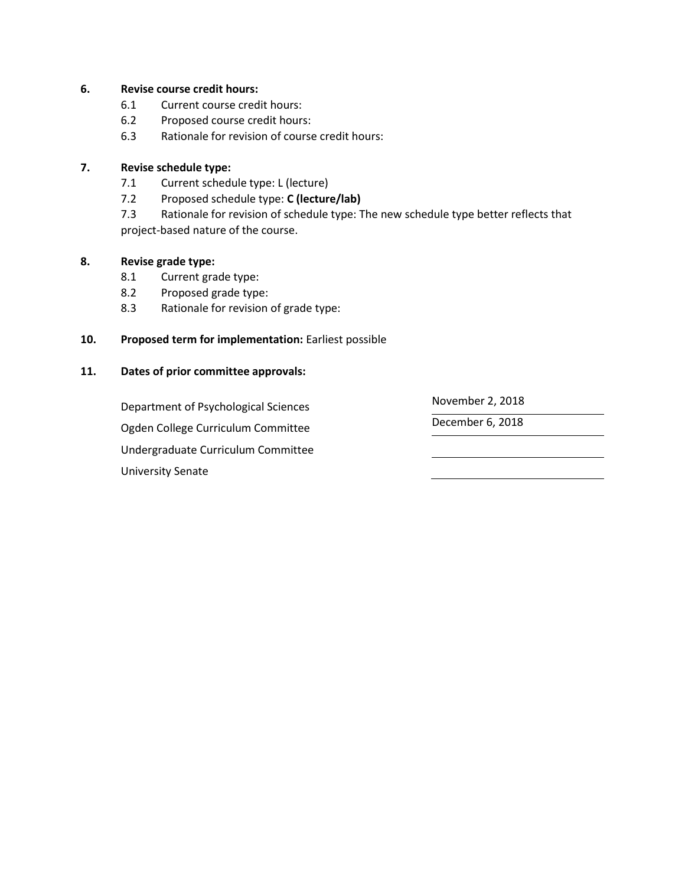**6. Revise course credit hours:**

6.1 Current course credit hours:

6.2 Proposed course credit hours:

6.3 Rationale for revision of course credit hours:

**7. Revise schedule type:**

7.1 Current schedule type: L (lecture)

7.2 Proposed schedule type: **C (lecture/lab)**

7.3 Rationale for revision of schedule type: The new schedule type better reflects that project-based nature of the course.

**8. Revise grade type:**

8.1 Current grade type:

8.2 Proposed grade type:

8.3 Rationale for revision of grade type:

**10. Proposed term for implementation:** Earliest possible

**11. Dates of prior committee approvals:**

| | |
|---|---|
| Department of Psychological Sciences | November 2, 2018 |
| Ogden College Curriculum Committee | December 6, 2018 |
| Undergraduate Curriculum Committee | |
| University Senate | |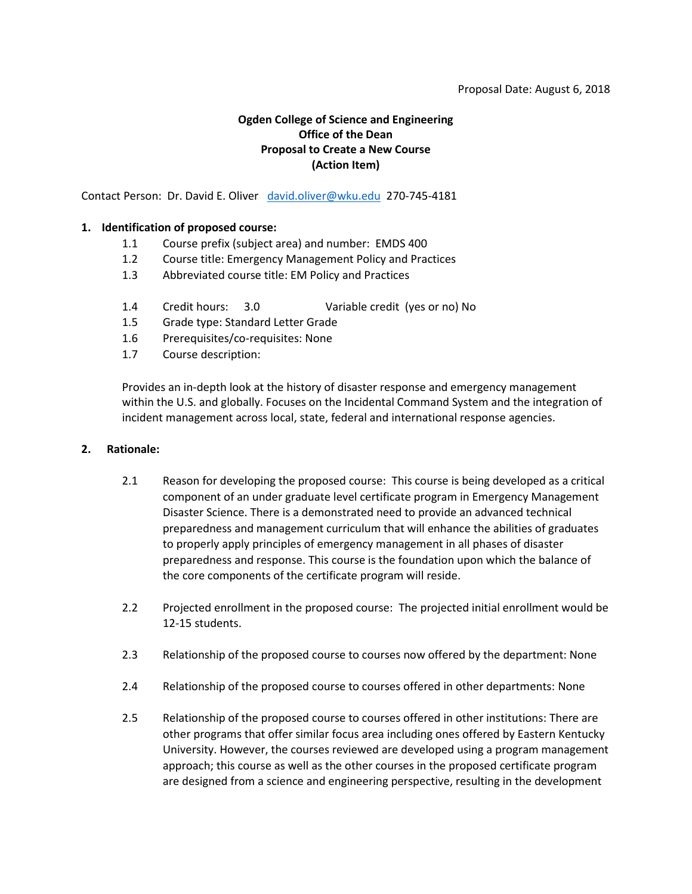Proposal Date: August 6, 2018

**Ogden College of Science and Engineering**
**Office of the Dean**
**Proposal to Create a New Course**
**(Action Item)**

Contact Person: Dr. David E. Oliver david.oliver@wku.edu 270-745-4181

**1. Identification of proposed course:**

1.1 Course prefix (subject area) and number: EMDS 400

1.2 Course title: Emergency Management Policy and Practices

1.3 Abbreviated course title: EM Policy and Practices

1.4 Credit hours: 3.0 Variable credit (yes or no) No

1.5 Grade type: Standard Letter Grade

1.6 Prerequisites/co-requisites: None

1.7 Course description:

Provides an in-depth look at the history of disaster response and emergency management within the U.S. and globally. Focuses on the Incidental Command System and the integration of incident management across local, state, federal and international response agencies.

**2. Rationale:**

2.1 Reason for developing the proposed course: This course is being developed as a critical component of an under graduate level certificate program in Emergency Management Disaster Science. There is a demonstrated need to provide an advanced technical preparedness and management curriculum that will enhance the abilities of graduates to properly apply principles of emergency management in all phases of disaster preparedness and response. This course is the foundation upon which the balance of the core components of the certificate program will reside.

2.2 Projected enrollment in the proposed course: The projected initial enrollment would be 12-15 students.

2.3 Relationship of the proposed course to courses now offered by the department: None

2.4 Relationship of the proposed course to courses offered in other departments: None

2.5 Relationship of the proposed course to courses offered in other institutions: There are other programs that offer similar focus area including ones offered by Eastern Kentucky University. However, the courses reviewed are developed using a program management approach; this course as well as the other courses in the proposed certificate program are designed from a science and engineering perspective, resulting in the development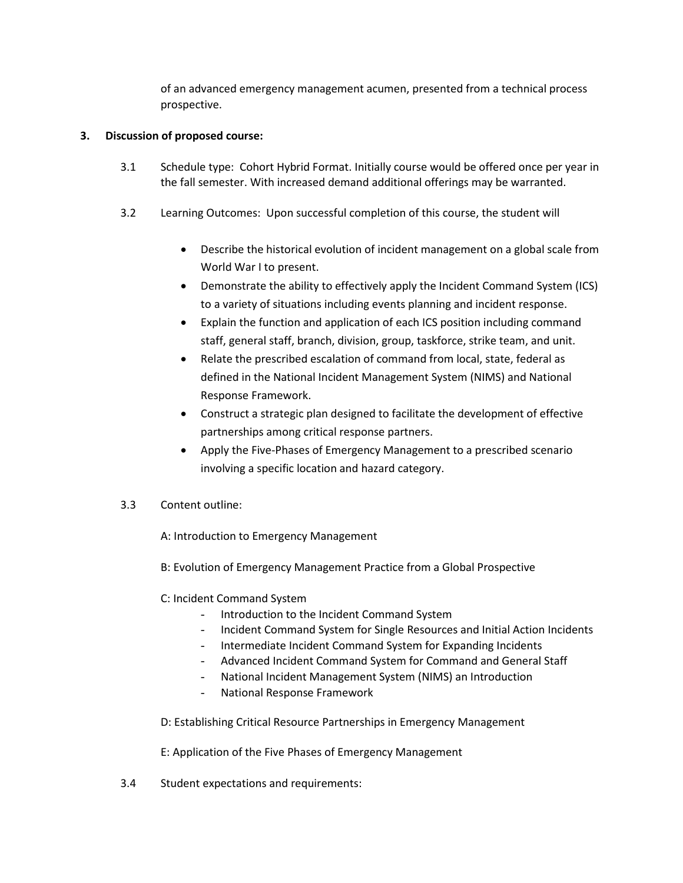of an advanced emergency management acumen, presented from a technical process prospective.

**3. Discussion of proposed course:**

3.1 Schedule type: Cohort Hybrid Format. Initially course would be offered once per year in the fall semester. With increased demand additional offerings may be warranted.

3.2 Learning Outcomes: Upon successful completion of this course, the student will

- Describe the historical evolution of incident management on a global scale from World War I to present.
- Demonstrate the ability to effectively apply the Incident Command System (ICS) to a variety of situations including events planning and incident response.
- Explain the function and application of each ICS position including command staff, general staff, branch, division, group, taskforce, strike team, and unit.
- Relate the prescribed escalation of command from local, state, federal as defined in the National Incident Management System (NIMS) and National Response Framework.
- Construct a strategic plan designed to facilitate the development of effective partnerships among critical response partners.
- Apply the Five-Phases of Emergency Management to a prescribed scenario involving a specific location and hazard category.

3.3 Content outline:

A: Introduction to Emergency Management

B: Evolution of Emergency Management Practice from a Global Prospective

C: Incident Command System
- Introduction to the Incident Command System
- Incident Command System for Single Resources and Initial Action Incidents
- Intermediate Incident Command System for Expanding Incidents
- Advanced Incident Command System for Command and General Staff
- National Incident Management System (NIMS) an Introduction
- National Response Framework

D: Establishing Critical Resource Partnerships in Emergency Management

E: Application of the Five Phases of Emergency Management

3.4 Student expectations and requirements: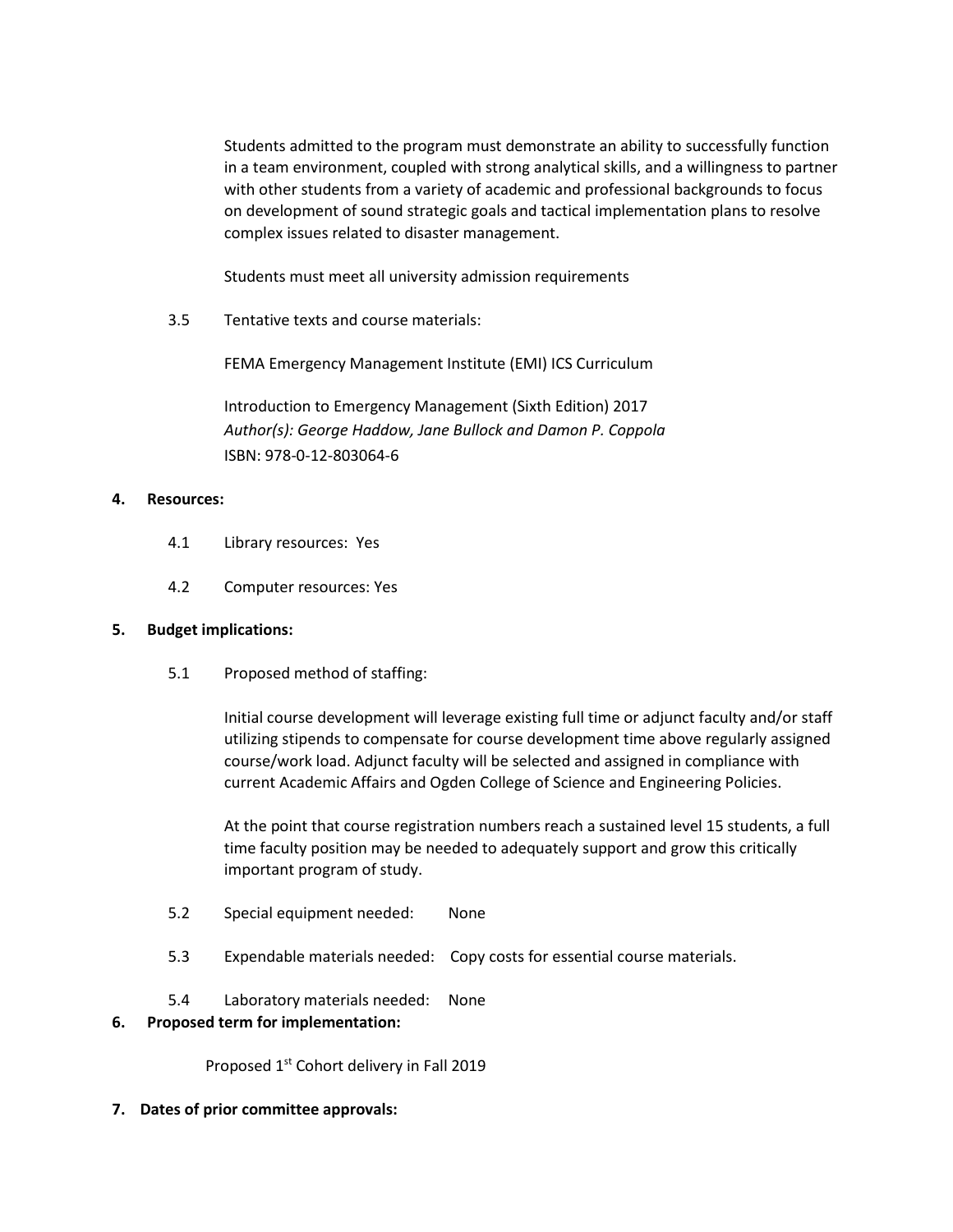Students admitted to the program must demonstrate an ability to successfully function in a team environment, coupled with strong analytical skills, and a willingness to partner with other students from a variety of academic and professional backgrounds to focus on development of sound strategic goals and tactical implementation plans to resolve complex issues related to disaster management.

Students must meet all university admission requirements

3.5 Tentative texts and course materials:

FEMA Emergency Management Institute (EMI) ICS Curriculum

Introduction to Emergency Management (Sixth Edition) 2017
*Author(s): George Haddow, Jane Bullock and Damon P. Coppola*
ISBN: 978-0-12-803064-6

**4. Resources:**

4.1 Library resources: Yes

4.2 Computer resources: Yes

**5. Budget implications:**

5.1 Proposed method of staffing:

Initial course development will leverage existing full time or adjunct faculty and/or staff utilizing stipends to compensate for course development time above regularly assigned course/work load. Adjunct faculty will be selected and assigned in compliance with current Academic Affairs and Ogden College of Science and Engineering Policies.

At the point that course registration numbers reach a sustained level 15 students, a full time faculty position may be needed to adequately support and grow this critically important program of study.

5.2 Special equipment needed: None

5.3 Expendable materials needed: Copy costs for essential course materials.

5.4 Laboratory materials needed: None

**6. Proposed term for implementation:**

Proposed 1st Cohort delivery in Fall 2019

**7. Dates of prior committee approvals:**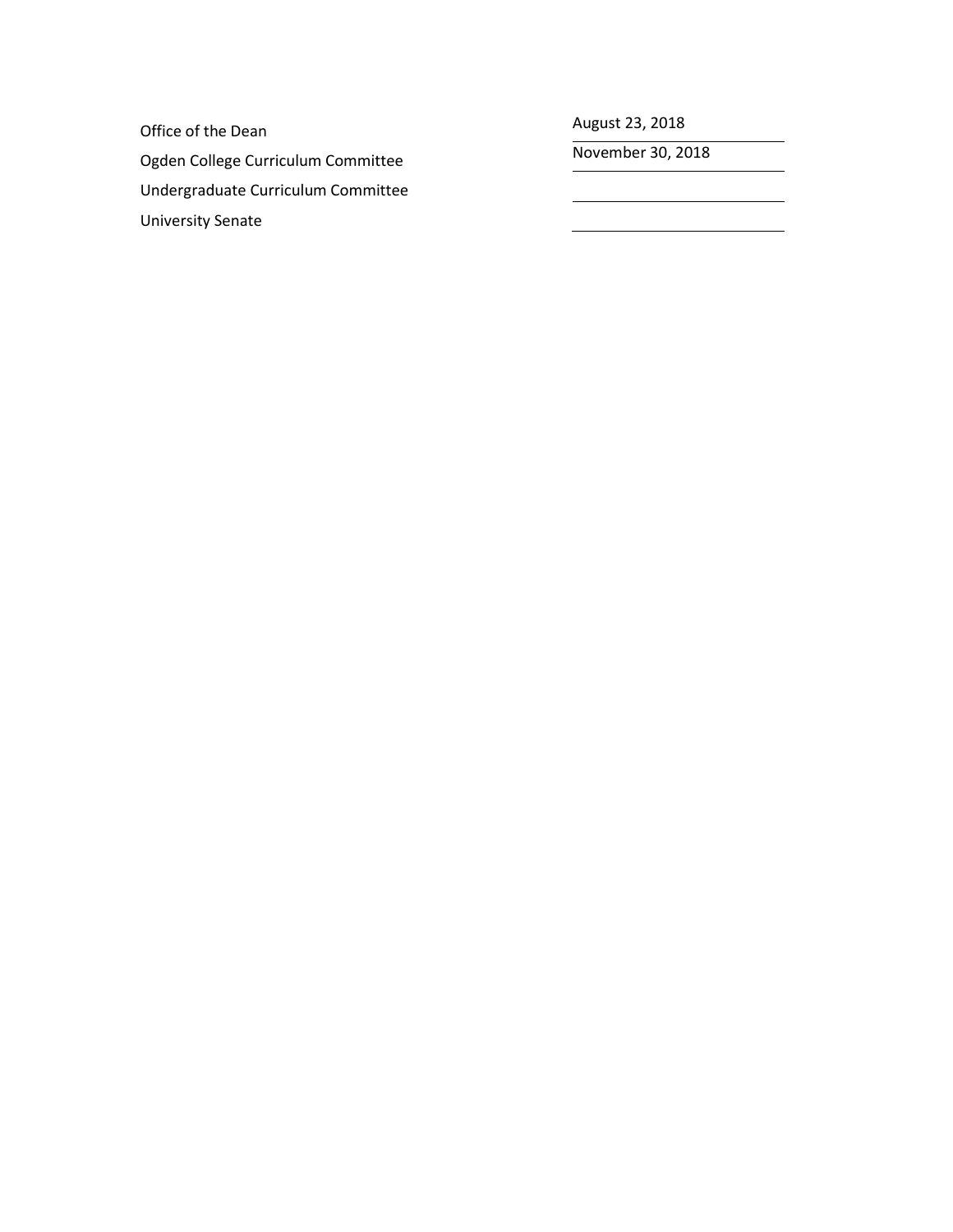| | |
|---|---|
| Office of the Dean | August 23, 2018 |
| Ogden College Curriculum Committee | November 30, 2018 |
| Undergraduate Curriculum Committee | |
| University Senate | |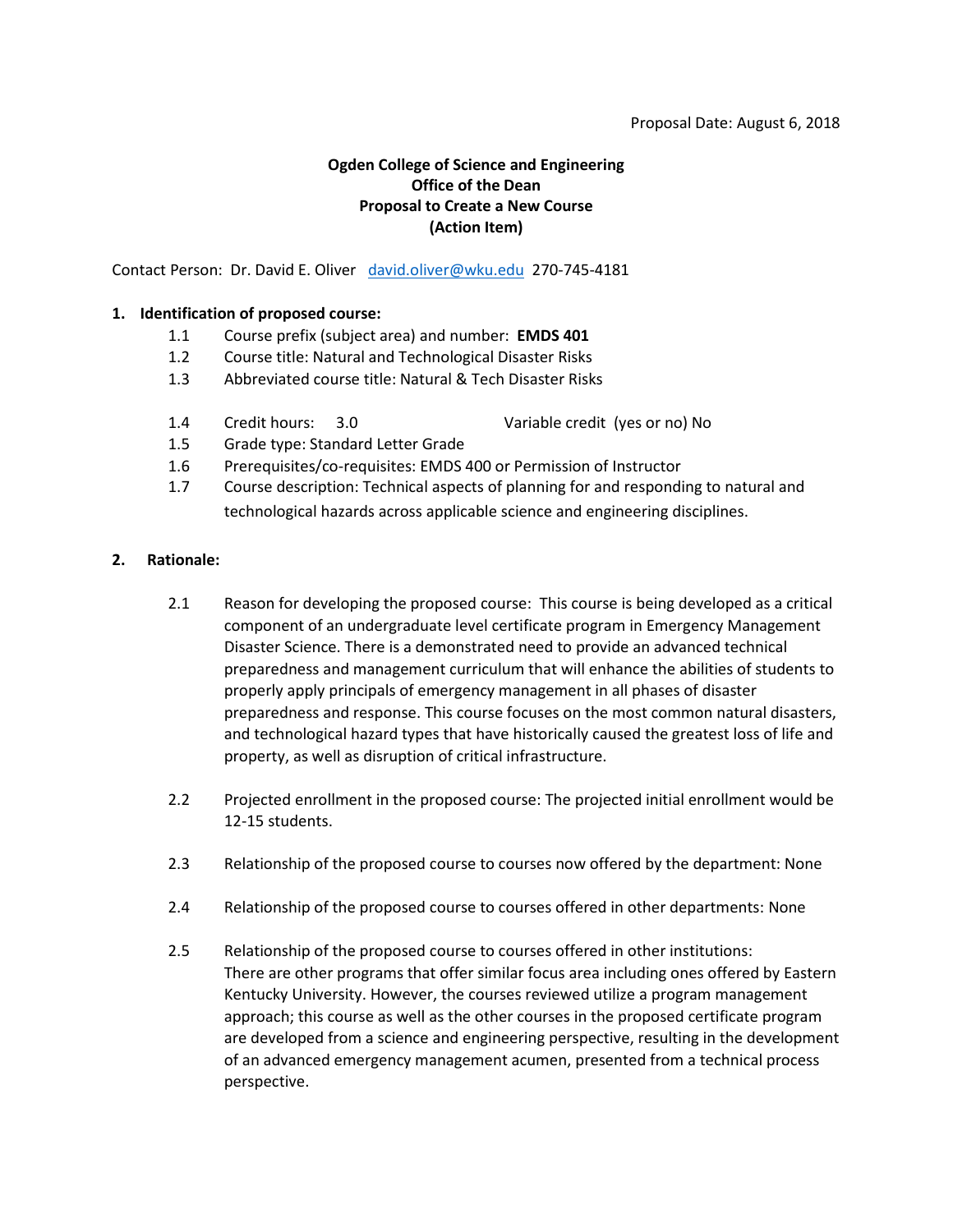Proposal Date: August 6, 2018

**Ogden College of Science and Engineering**
**Office of the Dean**
**Proposal to Create a New Course**
**(Action Item)**

Contact Person: Dr. David E. Oliver david.oliver@wku.edu 270-745-4181

**1. Identification of proposed course:**

- 1.1 Course prefix (subject area) and number: **EMDS 401**
- 1.2 Course title: Natural and Technological Disaster Risks
- 1.3 Abbreviated course title: Natural & Tech Disaster Risks
- 1.4 Credit hours: 3.0 Variable credit (yes or no) No
- 1.5 Grade type: Standard Letter Grade
- 1.6 Prerequisites/co-requisites: EMDS 400 or Permission of Instructor
- 1.7 Course description: Technical aspects of planning for and responding to natural and technological hazards across applicable science and engineering disciplines.

**2. Rationale:**

- 2.1 Reason for developing the proposed course: This course is being developed as a critical component of an undergraduate level certificate program in Emergency Management Disaster Science. There is a demonstrated need to provide an advanced technical preparedness and management curriculum that will enhance the abilities of students to properly apply principals of emergency management in all phases of disaster preparedness and response. This course focuses on the most common natural disasters, and technological hazard types that have historically caused the greatest loss of life and property, as well as disruption of critical infrastructure.
- 2.2 Projected enrollment in the proposed course: The projected initial enrollment would be 12-15 students.
- 2.3 Relationship of the proposed course to courses now offered by the department: None
- 2.4 Relationship of the proposed course to courses offered in other departments: None
- 2.5 Relationship of the proposed course to courses offered in other institutions: There are other programs that offer similar focus area including ones offered by Eastern Kentucky University. However, the courses reviewed utilize a program management approach; this course as well as the other courses in the proposed certificate program are developed from a science and engineering perspective, resulting in the development of an advanced emergency management acumen, presented from a technical process perspective.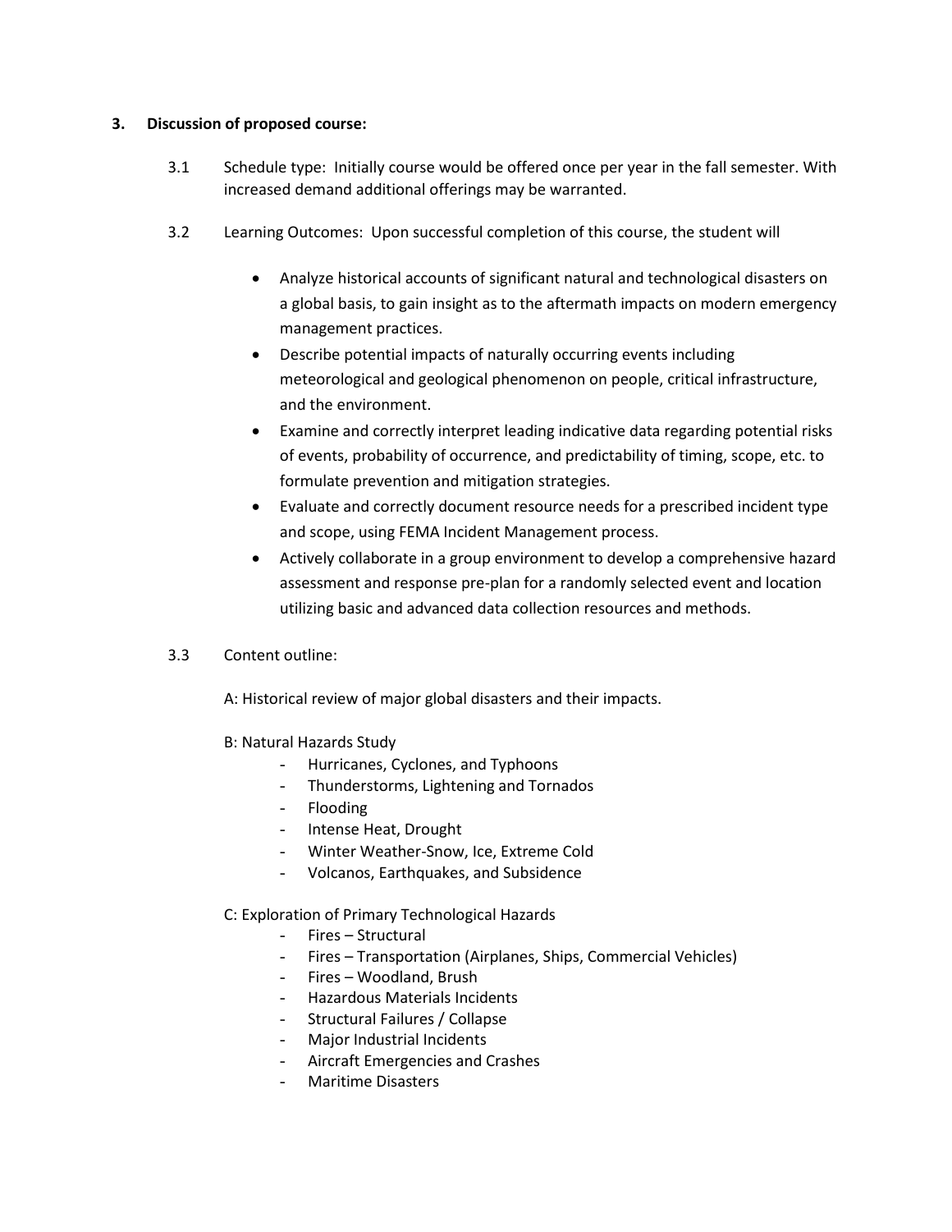**3. Discussion of proposed course:**

3.1 Schedule type: Initially course would be offered once per year in the fall semester. With increased demand additional offerings may be warranted.

3.2 Learning Outcomes: Upon successful completion of this course, the student will

- Analyze historical accounts of significant natural and technological disasters on a global basis, to gain insight as to the aftermath impacts on modern emergency management practices.
- Describe potential impacts of naturally occurring events including meteorological and geological phenomenon on people, critical infrastructure, and the environment.
- Examine and correctly interpret leading indicative data regarding potential risks of events, probability of occurrence, and predictability of timing, scope, etc. to formulate prevention and mitigation strategies.
- Evaluate and correctly document resource needs for a prescribed incident type and scope, using FEMA Incident Management process.
- Actively collaborate in a group environment to develop a comprehensive hazard assessment and response pre-plan for a randomly selected event and location utilizing basic and advanced data collection resources and methods.

3.3 Content outline:

A: Historical review of major global disasters and their impacts.

B: Natural Hazards Study

- Hurricanes, Cyclones, and Typhoons
- Thunderstorms, Lightening and Tornados
- Flooding
- Intense Heat, Drought
- Winter Weather-Snow, Ice, Extreme Cold
- Volcanos, Earthquakes, and Subsidence

C: Exploration of Primary Technological Hazards

- Fires – Structural
- Fires – Transportation (Airplanes, Ships, Commercial Vehicles)
- Fires – Woodland, Brush
- Hazardous Materials Incidents
- Structural Failures / Collapse
- Major Industrial Incidents
- Aircraft Emergencies and Crashes
- Maritime Disasters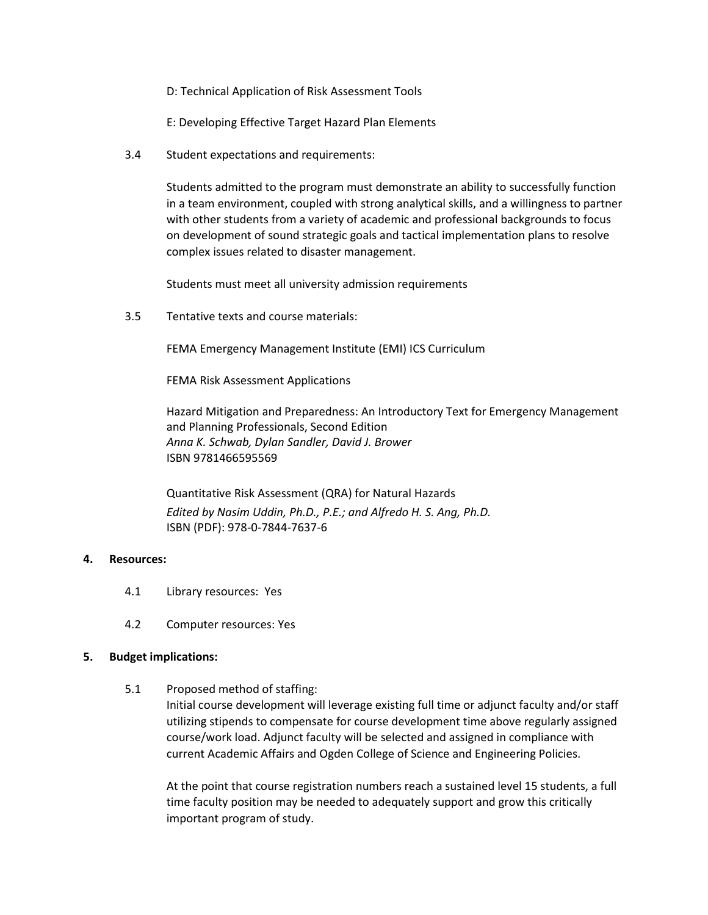D: Technical Application of Risk Assessment Tools

E: Developing Effective Target Hazard Plan Elements

3.4 Student expectations and requirements:

Students admitted to the program must demonstrate an ability to successfully function in a team environment, coupled with strong analytical skills, and a willingness to partner with other students from a variety of academic and professional backgrounds to focus on development of sound strategic goals and tactical implementation plans to resolve complex issues related to disaster management.

Students must meet all university admission requirements

3.5 Tentative texts and course materials:

FEMA Emergency Management Institute (EMI) ICS Curriculum

FEMA Risk Assessment Applications

Hazard Mitigation and Preparedness: An Introductory Text for Emergency Management and Planning Professionals, Second Edition
*Anna K. Schwab, Dylan Sandler, David J. Brower*
ISBN 9781466595569

Quantitative Risk Assessment (QRA) for Natural Hazards
*Edited by Nasim Uddin, Ph.D., P.E.; and Alfredo H. S. Ang, Ph.D.*
ISBN (PDF): 978-0-7844-7637-6

**4. Resources:**

4.1 Library resources: Yes

4.2 Computer resources: Yes

**5. Budget implications:**

5.1 Proposed method of staffing:
Initial course development will leverage existing full time or adjunct faculty and/or staff utilizing stipends to compensate for course development time above regularly assigned course/work load. Adjunct faculty will be selected and assigned in compliance with current Academic Affairs and Ogden College of Science and Engineering Policies.

At the point that course registration numbers reach a sustained level 15 students, a full time faculty position may be needed to adequately support and grow this critically important program of study.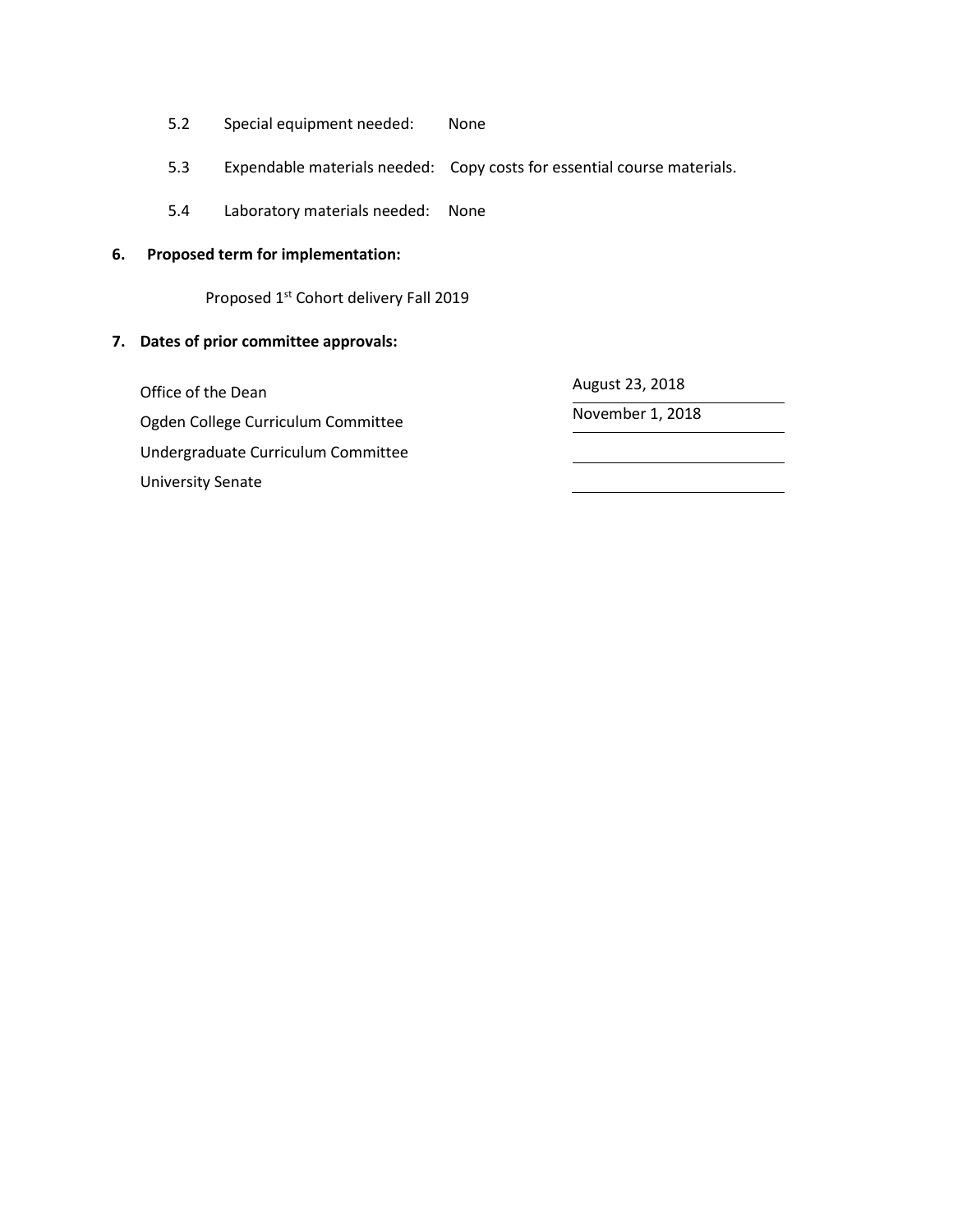5.2 Special equipment needed: None

5.3 Expendable materials needed: Copy costs for essential course materials.

5.4 Laboratory materials needed: None

**6. Proposed term for implementation:**

Proposed 1st Cohort delivery Fall 2019

**7. Dates of prior committee approvals:**

| | |
|---|---|
| Office of the Dean | August 23, 2018 |
| Ogden College Curriculum Committee | November 1, 2018 |
| Undergraduate Curriculum Committee | |
| University Senate | |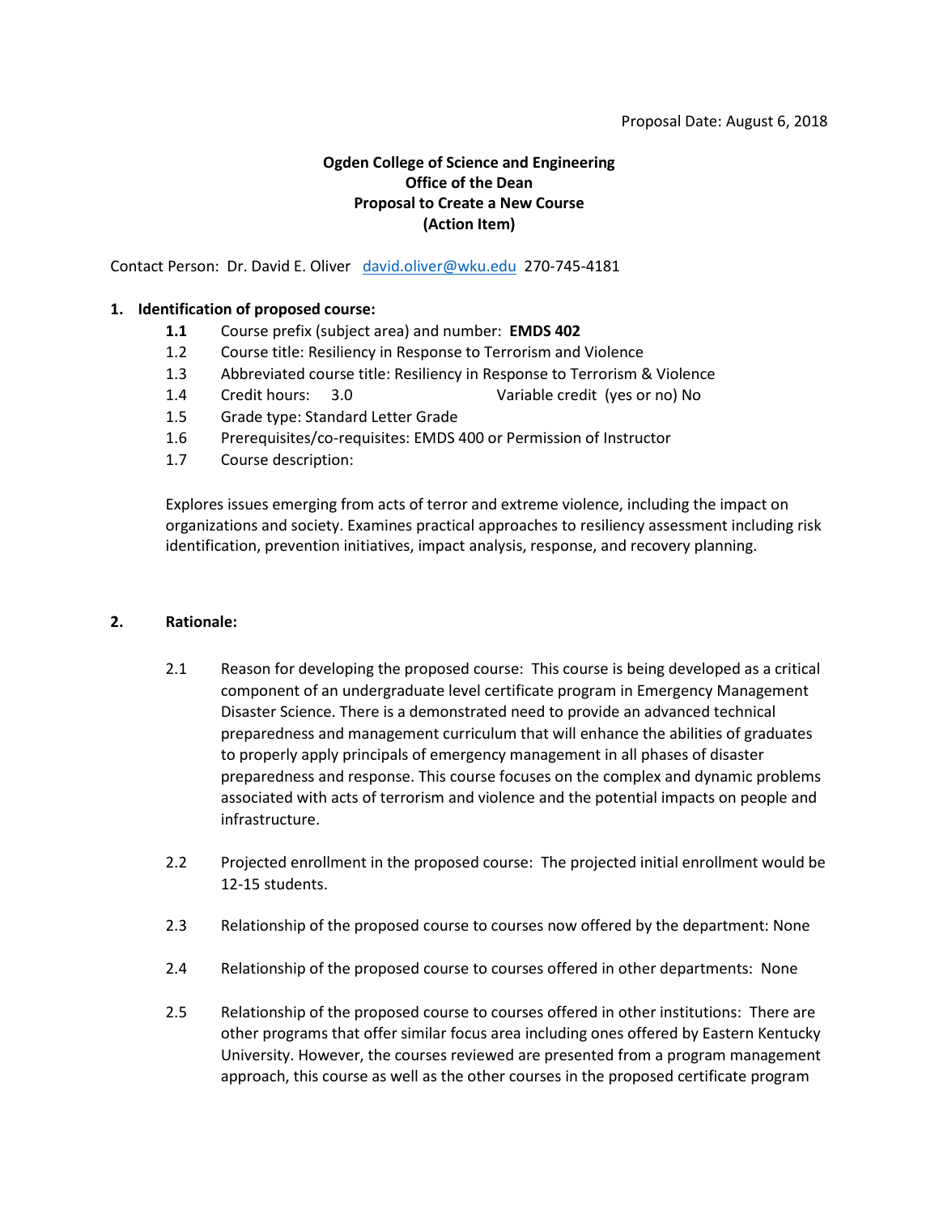Proposal Date: August 6, 2018

**Ogden College of Science and Engineering**
**Office of the Dean**
**Proposal to Create a New Course**
**(Action Item)**

Contact Person: Dr. David E. Oliver david.oliver@wku.edu 270-745-4181

**1. Identification of proposed course:**

- **1.1** Course prefix (subject area) and number: **EMDS 402**
- 1.2 Course title: Resiliency in Response to Terrorism and Violence
- 1.3 Abbreviated course title: Resiliency in Response to Terrorism & Violence
- 1.4 Credit hours: 3.0 Variable credit (yes or no) No
- 1.5 Grade type: Standard Letter Grade
- 1.6 Prerequisites/co-requisites: EMDS 400 or Permission of Instructor
- 1.7 Course description:

Explores issues emerging from acts of terror and extreme violence, including the impact on organizations and society. Examines practical approaches to resiliency assessment including risk identification, prevention initiatives, impact analysis, response, and recovery planning.

**2. Rationale:**

2.1 Reason for developing the proposed course: This course is being developed as a critical component of an undergraduate level certificate program in Emergency Management Disaster Science. There is a demonstrated need to provide an advanced technical preparedness and management curriculum that will enhance the abilities of graduates to properly apply principals of emergency management in all phases of disaster preparedness and response. This course focuses on the complex and dynamic problems associated with acts of terrorism and violence and the potential impacts on people and infrastructure.

2.2 Projected enrollment in the proposed course: The projected initial enrollment would be 12-15 students.

2.3 Relationship of the proposed course to courses now offered by the department: None

2.4 Relationship of the proposed course to courses offered in other departments: None

2.5 Relationship of the proposed course to courses offered in other institutions: There are other programs that offer similar focus area including ones offered by Eastern Kentucky University. However, the courses reviewed are presented from a program management approach, this course as well as the other courses in the proposed certificate program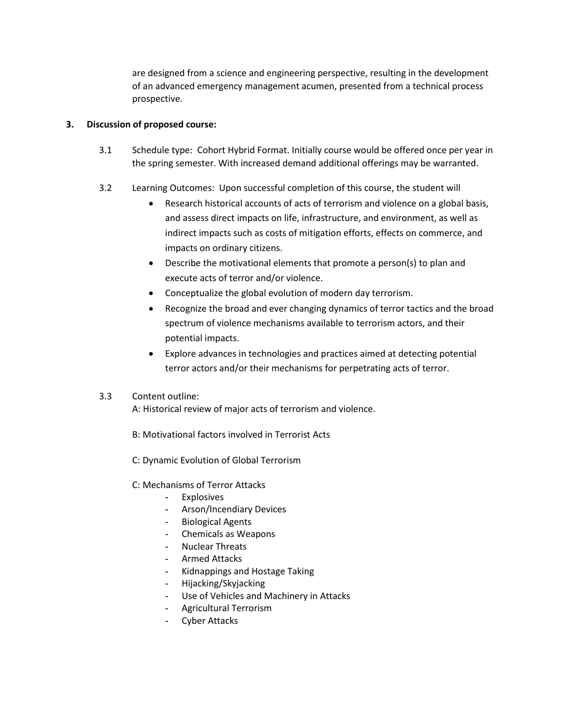are designed from a science and engineering perspective, resulting in the development of an advanced emergency management acumen, presented from a technical process prospective.

**3. Discussion of proposed course:**

3.1 Schedule type: Cohort Hybrid Format. Initially course would be offered once per year in the spring semester. With increased demand additional offerings may be warranted.

3.2 Learning Outcomes: Upon successful completion of this course, the student will

- Research historical accounts of acts of terrorism and violence on a global basis, and assess direct impacts on life, infrastructure, and environment, as well as indirect impacts such as costs of mitigation efforts, effects on commerce, and impacts on ordinary citizens.
- Describe the motivational elements that promote a person(s) to plan and execute acts of terror and/or violence.
- Conceptualize the global evolution of modern day terrorism.
- Recognize the broad and ever changing dynamics of terror tactics and the broad spectrum of violence mechanisms available to terrorism actors, and their potential impacts.
- Explore advances in technologies and practices aimed at detecting potential terror actors and/or their mechanisms for perpetrating acts of terror.

3.3 Content outline:

A: Historical review of major acts of terrorism and violence.

B: Motivational factors involved in Terrorist Acts

C: Dynamic Evolution of Global Terrorism

C: Mechanisms of Terror Attacks

- Explosives
- Arson/Incendiary Devices
- Biological Agents
- Chemicals as Weapons
- Nuclear Threats
- Armed Attacks
- Kidnappings and Hostage Taking
- Hijacking/Skyjacking
- Use of Vehicles and Machinery in Attacks
- Agricultural Terrorism
- Cyber Attacks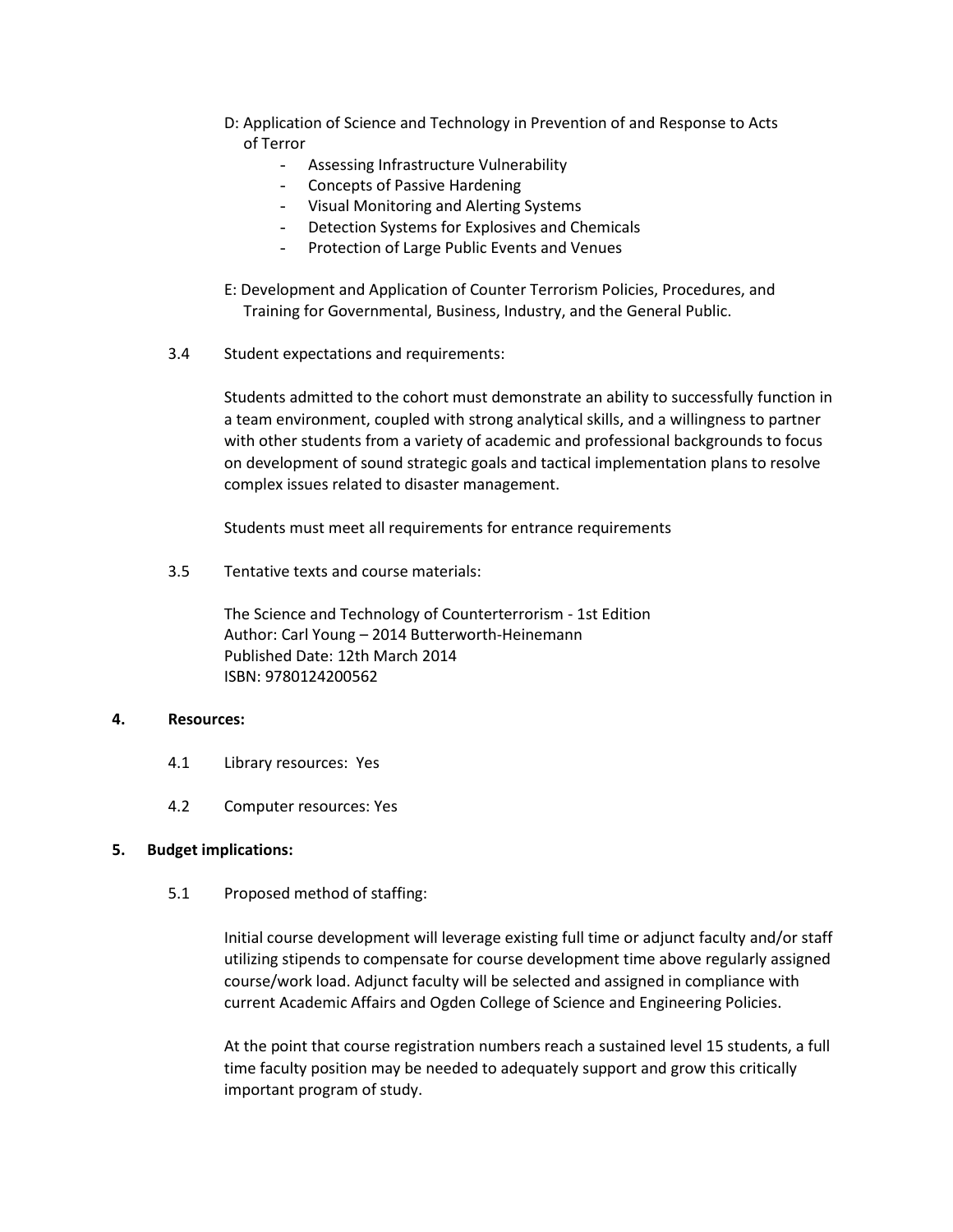D: Application of Science and Technology in Prevention of and Response to Acts of Terror

- Assessing Infrastructure Vulnerability
- Concepts of Passive Hardening
- Visual Monitoring and Alerting Systems
- Detection Systems for Explosives and Chemicals
- Protection of Large Public Events and Venues

E: Development and Application of Counter Terrorism Policies, Procedures, and Training for Governmental, Business, Industry, and the General Public.

3.4 Student expectations and requirements:

Students admitted to the cohort must demonstrate an ability to successfully function in a team environment, coupled with strong analytical skills, and a willingness to partner with other students from a variety of academic and professional backgrounds to focus on development of sound strategic goals and tactical implementation plans to resolve complex issues related to disaster management.

Students must meet all requirements for entrance requirements

3.5 Tentative texts and course materials:

The Science and Technology of Counterterrorism - 1st Edition
Author: Carl Young – 2014 Butterworth-Heinemann
Published Date: 12th March 2014
ISBN: 9780124200562

**4. Resources:**

4.1 Library resources: Yes

4.2 Computer resources: Yes

**5. Budget implications:**

5.1 Proposed method of staffing:

Initial course development will leverage existing full time or adjunct faculty and/or staff utilizing stipends to compensate for course development time above regularly assigned course/work load. Adjunct faculty will be selected and assigned in compliance with current Academic Affairs and Ogden College of Science and Engineering Policies.

At the point that course registration numbers reach a sustained level 15 students, a full time faculty position may be needed to adequately support and grow this critically important program of study.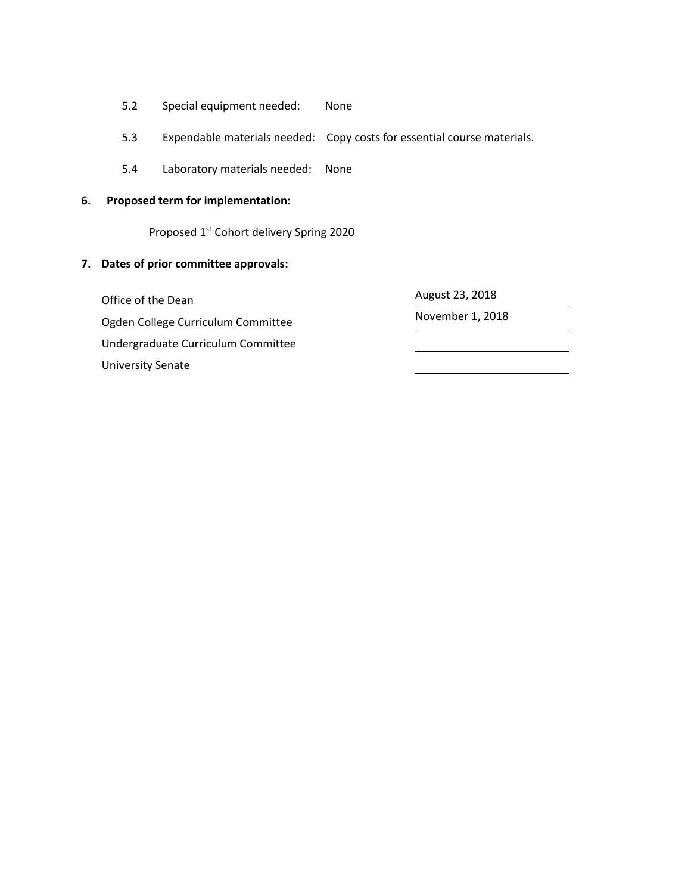5.2 Special equipment needed: None

5.3 Expendable materials needed: Copy costs for essential course materials.

5.4 Laboratory materials needed: None

**6. Proposed term for implementation:**

Proposed 1st Cohort delivery Spring 2020

**7. Dates of prior committee approvals:**

| Committee | Date |
|---|---|
| Office of the Dean | August 23, 2018 |
| Ogden College Curriculum Committee | November 1, 2018 |
| Undergraduate Curriculum Committee | |
| University Senate | |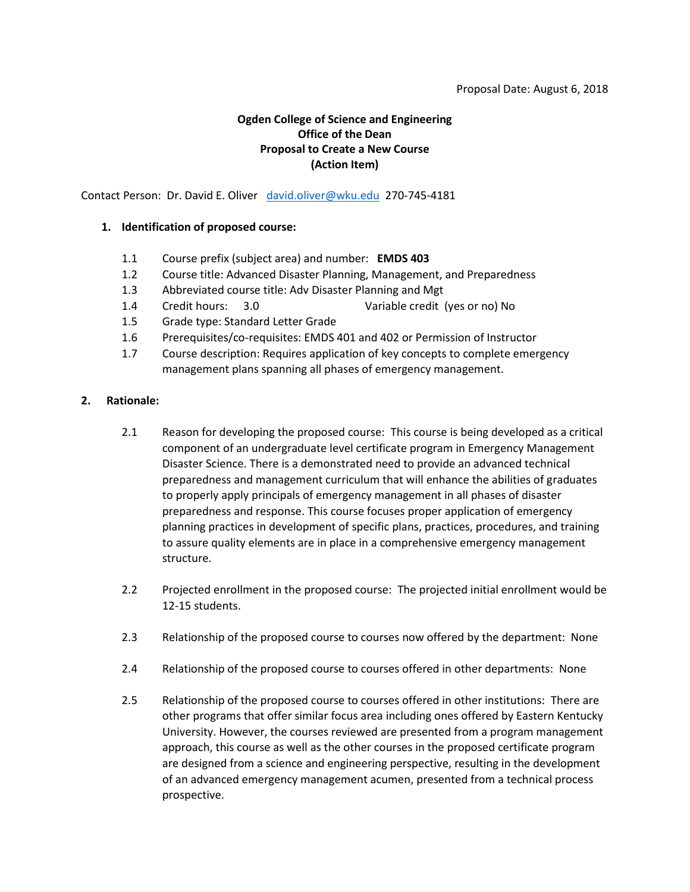Proposal Date: August 6, 2018

**Ogden College of Science and Engineering**
**Office of the Dean**
**Proposal to Create a New Course**
**(Action Item)**

Contact Person: Dr. David E. Oliver [david.oliver@wku.edu](mailto:david.oliver@wku.edu) 270-745-4181

**1. Identification of proposed course:**

1.1 Course prefix (subject area) and number: **EMDS 403**
1.2 Course title: Advanced Disaster Planning, Management, and Preparedness
1.3 Abbreviated course title: Adv Disaster Planning and Mgt
1.4 Credit hours: 3.0 Variable credit (yes or no) No
1.5 Grade type: Standard Letter Grade
1.6 Prerequisites/co-requisites: EMDS 401 and 402 or Permission of Instructor
1.7 Course description: Requires application of key concepts to complete emergency management plans spanning all phases of emergency management.

**2. Rationale:**

2.1 Reason for developing the proposed course: This course is being developed as a critical component of an undergraduate level certificate program in Emergency Management Disaster Science. There is a demonstrated need to provide an advanced technical preparedness and management curriculum that will enhance the abilities of graduates to properly apply principals of emergency management in all phases of disaster preparedness and response. This course focuses proper application of emergency planning practices in development of specific plans, practices, procedures, and training to assure quality elements are in place in a comprehensive emergency management structure.

2.2 Projected enrollment in the proposed course: The projected initial enrollment would be 12-15 students.

2.3 Relationship of the proposed course to courses now offered by the department: None

2.4 Relationship of the proposed course to courses offered in other departments: None

2.5 Relationship of the proposed course to courses offered in other institutions: There are other programs that offer similar focus area including ones offered by Eastern Kentucky University. However, the courses reviewed are presented from a program management approach, this course as well as the other courses in the proposed certificate program are designed from a science and engineering perspective, resulting in the development of an advanced emergency management acumen, presented from a technical process prospective.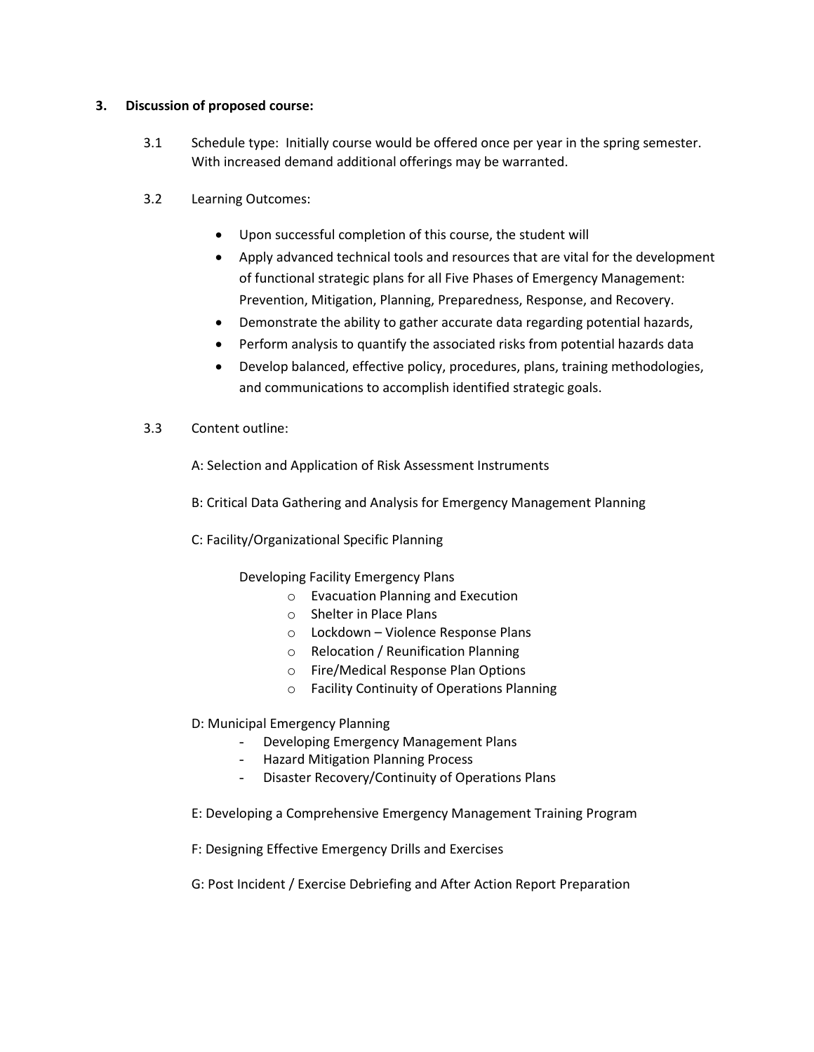**3. Discussion of proposed course:**

3.1 Schedule type: Initially course would be offered once per year in the spring semester. With increased demand additional offerings may be warranted.

3.2 Learning Outcomes:

- Upon successful completion of this course, the student will
- Apply advanced technical tools and resources that are vital for the development of functional strategic plans for all Five Phases of Emergency Management: Prevention, Mitigation, Planning, Preparedness, Response, and Recovery.
- Demonstrate the ability to gather accurate data regarding potential hazards,
- Perform analysis to quantify the associated risks from potential hazards data
- Develop balanced, effective policy, procedures, plans, training methodologies, and communications to accomplish identified strategic goals.

3.3 Content outline:

A: Selection and Application of Risk Assessment Instruments

B: Critical Data Gathering and Analysis for Emergency Management Planning

C: Facility/Organizational Specific Planning

Developing Facility Emergency Plans

- Evacuation Planning and Execution
- Shelter in Place Plans
- Lockdown – Violence Response Plans
- Relocation / Reunification Planning
- Fire/Medical Response Plan Options
- Facility Continuity of Operations Planning

D: Municipal Emergency Planning

- Developing Emergency Management Plans
- Hazard Mitigation Planning Process
- Disaster Recovery/Continuity of Operations Plans

E: Developing a Comprehensive Emergency Management Training Program

F: Designing Effective Emergency Drills and Exercises

G: Post Incident / Exercise Debriefing and After Action Report Preparation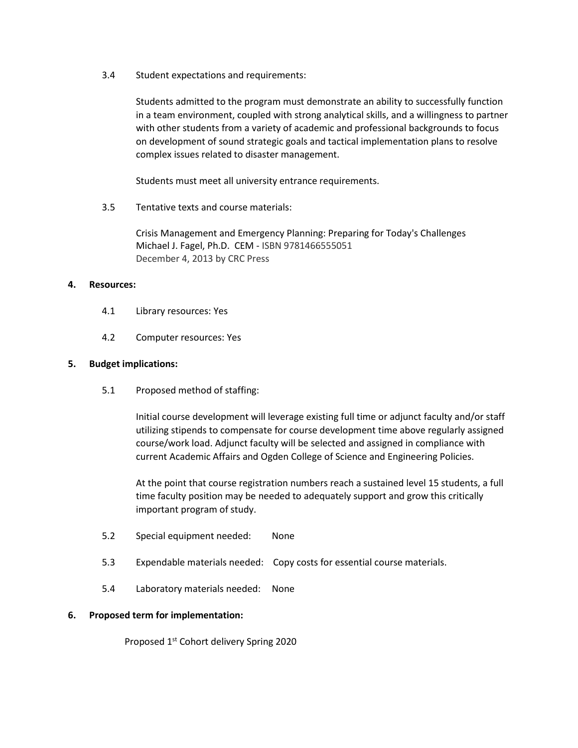3.4 Student expectations and requirements:

Students admitted to the program must demonstrate an ability to successfully function in a team environment, coupled with strong analytical skills, and a willingness to partner with other students from a variety of academic and professional backgrounds to focus on development of sound strategic goals and tactical implementation plans to resolve complex issues related to disaster management.

Students must meet all university entrance requirements.

3.5 Tentative texts and course materials:

Crisis Management and Emergency Planning: Preparing for Today's Challenges
Michael J. Fagel, Ph.D. CEM - ISBN 9781466555051
December 4, 2013 by CRC Press

**4. Resources:**

4.1 Library resources: Yes

4.2 Computer resources: Yes

**5. Budget implications:**

5.1 Proposed method of staffing:

Initial course development will leverage existing full time or adjunct faculty and/or staff utilizing stipends to compensate for course development time above regularly assigned course/work load. Adjunct faculty will be selected and assigned in compliance with current Academic Affairs and Ogden College of Science and Engineering Policies.

At the point that course registration numbers reach a sustained level 15 students, a full time faculty position may be needed to adequately support and grow this critically important program of study.

5.2 Special equipment needed: None

5.3 Expendable materials needed: Copy costs for essential course materials.

5.4 Laboratory materials needed: None

**6. Proposed term for implementation:**

Proposed 1st Cohort delivery Spring 2020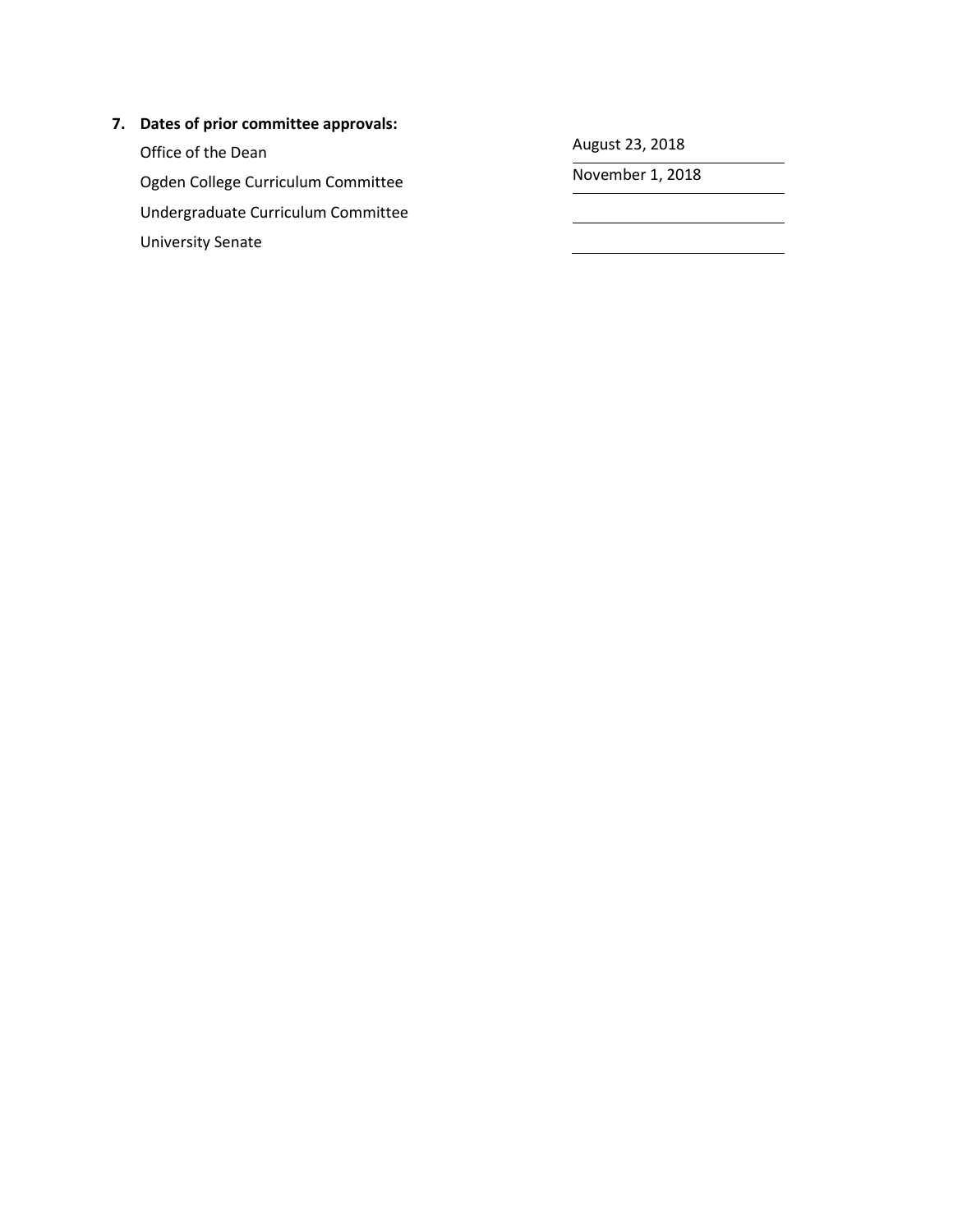**7. Dates of prior committee approvals:**

| | |
|---|---|
| Office of the Dean | August 23, 2018 |
| Ogden College Curriculum Committee | November 1, 2018 |
| Undergraduate Curriculum Committee | |
| University Senate | |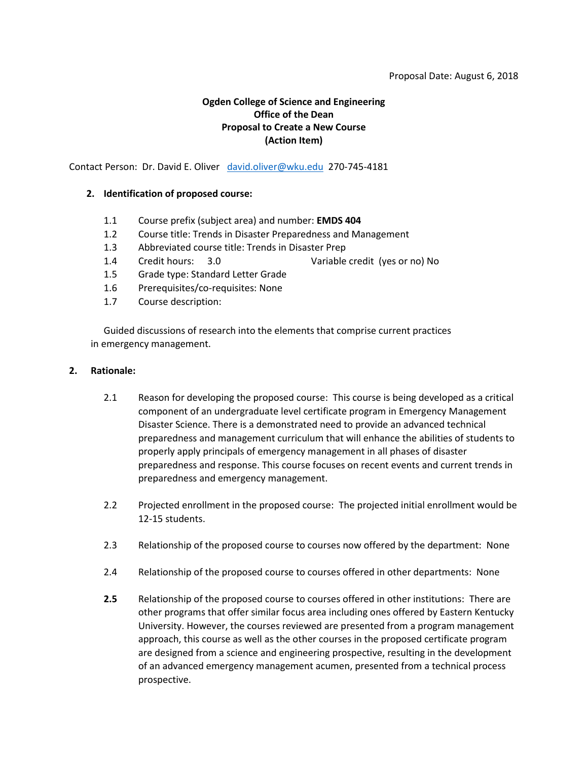Proposal Date: August 6, 2018

**Ogden College of Science and Engineering**
**Office of the Dean**
**Proposal to Create a New Course**
**(Action Item)**

Contact Person: Dr. David E. Oliver david.oliver@wku.edu 270-745-4181

**2. Identification of proposed course:**

1.1 Course prefix (subject area) and number: **EMDS 404**
1.2 Course title: Trends in Disaster Preparedness and Management
1.3 Abbreviated course title: Trends in Disaster Prep
1.4 Credit hours: 3.0 Variable credit (yes or no) No
1.5 Grade type: Standard Letter Grade
1.6 Prerequisites/co-requisites: None
1.7 Course description:

Guided discussions of research into the elements that comprise current practices in emergency management.

**2. Rationale:**

2.1 Reason for developing the proposed course: This course is being developed as a critical component of an undergraduate level certificate program in Emergency Management Disaster Science. There is a demonstrated need to provide an advanced technical preparedness and management curriculum that will enhance the abilities of students to properly apply principals of emergency management in all phases of disaster preparedness and response. This course focuses on recent events and current trends in preparedness and emergency management.

2.2 Projected enrollment in the proposed course: The projected initial enrollment would be 12-15 students.

2.3 Relationship of the proposed course to courses now offered by the department: None

2.4 Relationship of the proposed course to courses offered in other departments: None

**2.5** Relationship of the proposed course to courses offered in other institutions: There are other programs that offer similar focus area including ones offered by Eastern Kentucky University. However, the courses reviewed are presented from a program management approach, this course as well as the other courses in the proposed certificate program are designed from a science and engineering prospective, resulting in the development of an advanced emergency management acumen, presented from a technical process prospective.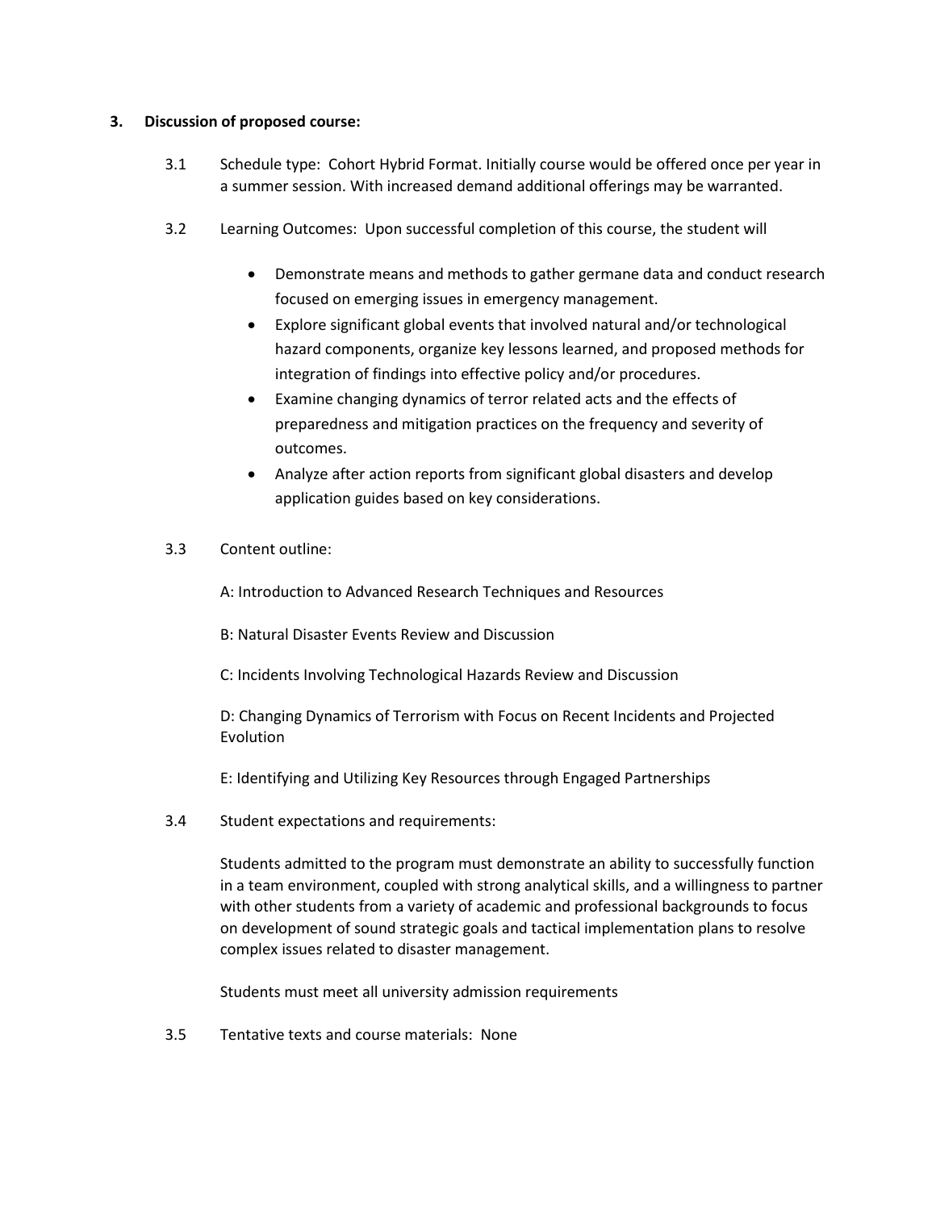**3. Discussion of proposed course:**

3.1 Schedule type: Cohort Hybrid Format. Initially course would be offered once per year in a summer session. With increased demand additional offerings may be warranted.

3.2 Learning Outcomes: Upon successful completion of this course, the student will

- Demonstrate means and methods to gather germane data and conduct research focused on emerging issues in emergency management.
- Explore significant global events that involved natural and/or technological hazard components, organize key lessons learned, and proposed methods for integration of findings into effective policy and/or procedures.
- Examine changing dynamics of terror related acts and the effects of preparedness and mitigation practices on the frequency and severity of outcomes.
- Analyze after action reports from significant global disasters and develop application guides based on key considerations.

3.3 Content outline:

A: Introduction to Advanced Research Techniques and Resources

B: Natural Disaster Events Review and Discussion

C: Incidents Involving Technological Hazards Review and Discussion

D: Changing Dynamics of Terrorism with Focus on Recent Incidents and Projected Evolution

E: Identifying and Utilizing Key Resources through Engaged Partnerships

3.4 Student expectations and requirements:

Students admitted to the program must demonstrate an ability to successfully function in a team environment, coupled with strong analytical skills, and a willingness to partner with other students from a variety of academic and professional backgrounds to focus on development of sound strategic goals and tactical implementation plans to resolve complex issues related to disaster management.

Students must meet all university admission requirements

3.5 Tentative texts and course materials: None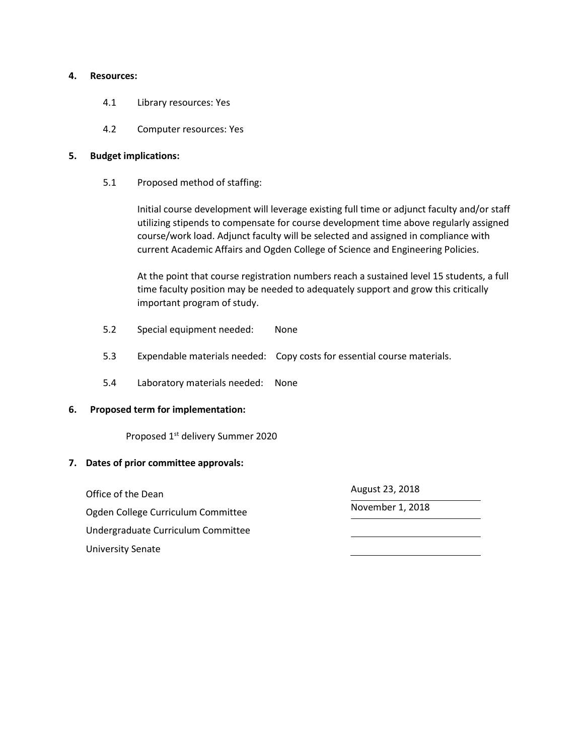**4. Resources:**

4.1 Library resources: Yes

4.2 Computer resources: Yes

**5. Budget implications:**

5.1 Proposed method of staffing:

Initial course development will leverage existing full time or adjunct faculty and/or staff utilizing stipends to compensate for course development time above regularly assigned course/work load. Adjunct faculty will be selected and assigned in compliance with current Academic Affairs and Ogden College of Science and Engineering Policies.

At the point that course registration numbers reach a sustained level 15 students, a full time faculty position may be needed to adequately support and grow this critically important program of study.

5.2 Special equipment needed: None

5.3 Expendable materials needed: Copy costs for essential course materials.

5.4 Laboratory materials needed: None

**6. Proposed term for implementation:**

Proposed 1st delivery Summer 2020

**7. Dates of prior committee approvals:**

| | |
|---|---|
| Office of the Dean | August 23, 2018 |
| Ogden College Curriculum Committee | November 1, 2018 |
| Undergraduate Curriculum Committee | |
| University Senate | |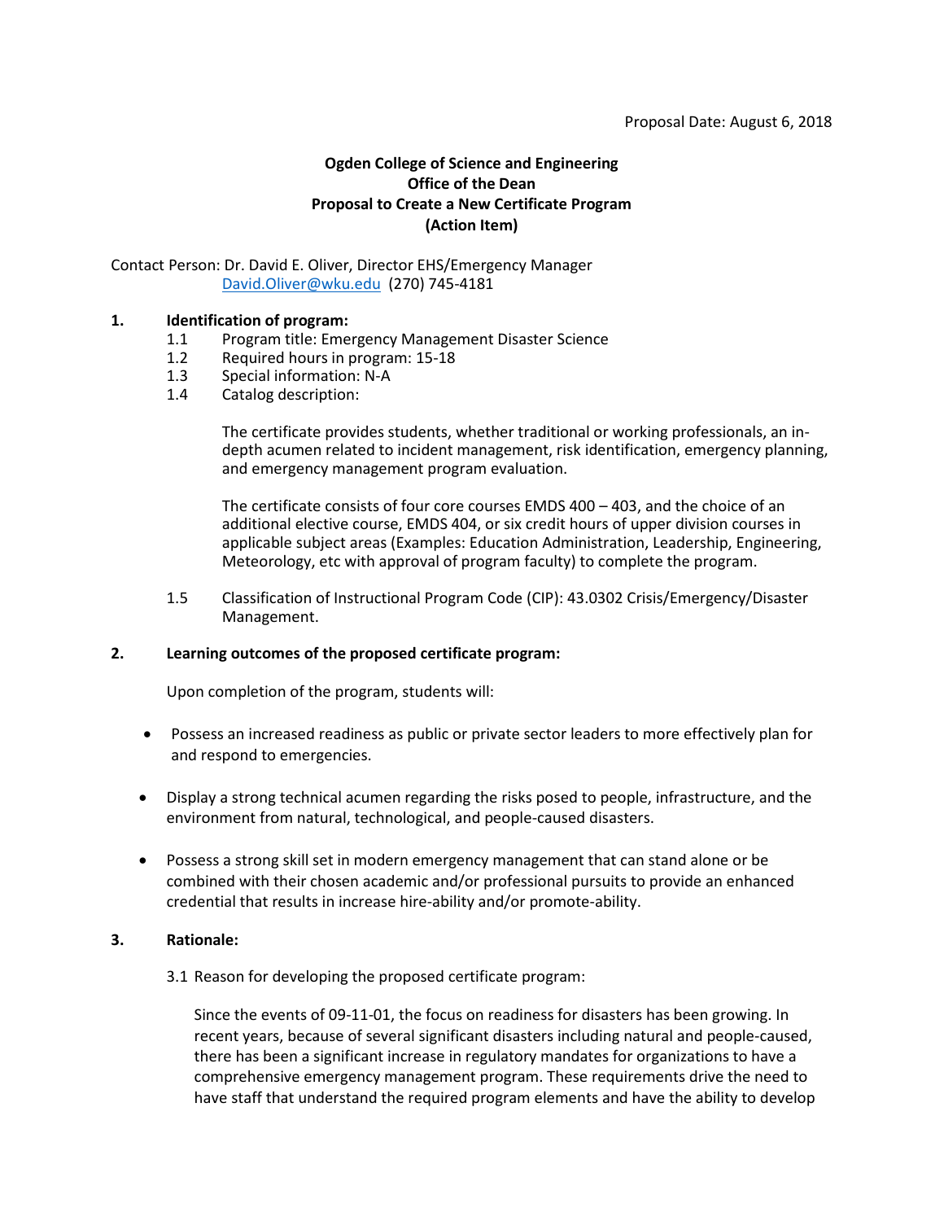Proposal Date: August 6, 2018

**Ogden College of Science and Engineering**
**Office of the Dean**
**Proposal to Create a New Certificate Program**
**(Action Item)**

Contact Person: Dr. David E. Oliver, Director EHS/Emergency Manager
David.Oliver@wku.edu (270) 745-4181

**1. Identification of program:**

1.1 Program title: Emergency Management Disaster Science
1.2 Required hours in program: 15-18
1.3 Special information: N-A
1.4 Catalog description:

The certificate provides students, whether traditional or working professionals, an in-depth acumen related to incident management, risk identification, emergency planning, and emergency management program evaluation.

The certificate consists of four core courses EMDS 400 – 403, and the choice of an additional elective course, EMDS 404, or six credit hours of upper division courses in applicable subject areas (Examples: Education Administration, Leadership, Engineering, Meteorology, etc with approval of program faculty) to complete the program.

1.5 Classification of Instructional Program Code (CIP): 43.0302 Crisis/Emergency/Disaster Management.

**2. Learning outcomes of the proposed certificate program:**

Upon completion of the program, students will:

- Possess an increased readiness as public or private sector leaders to more effectively plan for and respond to emergencies.
- Display a strong technical acumen regarding the risks posed to people, infrastructure, and the environment from natural, technological, and people-caused disasters.
- Possess a strong skill set in modern emergency management that can stand alone or be combined with their chosen academic and/or professional pursuits to provide an enhanced credential that results in increase hire-ability and/or promote-ability.

**3. Rationale:**

3.1 Reason for developing the proposed certificate program:

Since the events of 09-11-01, the focus on readiness for disasters has been growing. In recent years, because of several significant disasters including natural and people-caused, there has been a significant increase in regulatory mandates for organizations to have a comprehensive emergency management program. These requirements drive the need to have staff that understand the required program elements and have the ability to develop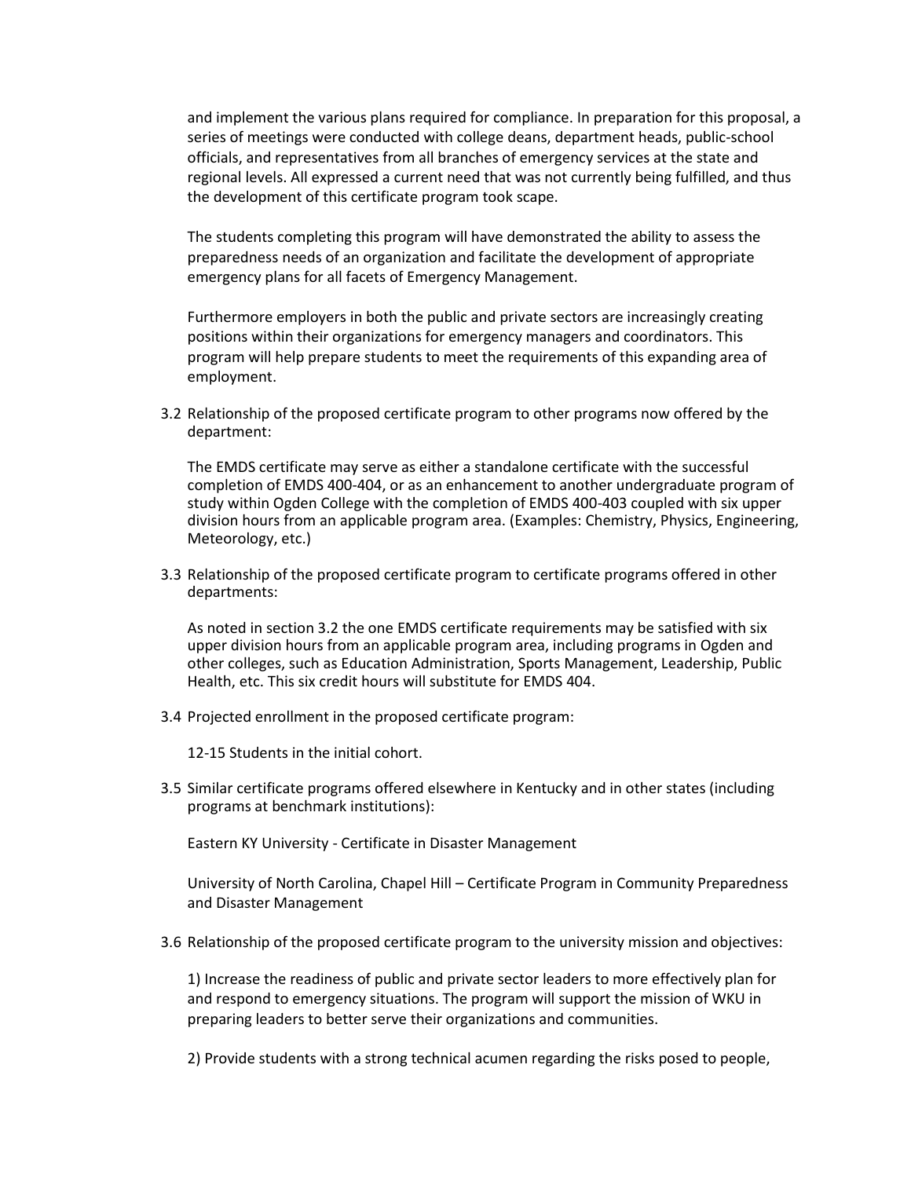and implement the various plans required for compliance. In preparation for this proposal, a series of meetings were conducted with college deans, department heads, public-school officials, and representatives from all branches of emergency services at the state and regional levels. All expressed a current need that was not currently being fulfilled, and thus the development of this certificate program took scape.

The students completing this program will have demonstrated the ability to assess the preparedness needs of an organization and facilitate the development of appropriate emergency plans for all facets of Emergency Management.

Furthermore employers in both the public and private sectors are increasingly creating positions within their organizations for emergency managers and coordinators. This program will help prepare students to meet the requirements of this expanding area of employment.

3.2 Relationship of the proposed certificate program to other programs now offered by the department:

The EMDS certificate may serve as either a standalone certificate with the successful completion of EMDS 400-404, or as an enhancement to another undergraduate program of study within Ogden College with the completion of EMDS 400-403 coupled with six upper division hours from an applicable program area. (Examples: Chemistry, Physics, Engineering, Meteorology, etc.)

3.3 Relationship of the proposed certificate program to certificate programs offered in other departments:

As noted in section 3.2 the one EMDS certificate requirements may be satisfied with six upper division hours from an applicable program area, including programs in Ogden and other colleges, such as Education Administration, Sports Management, Leadership, Public Health, etc. This six credit hours will substitute for EMDS 404.

3.4 Projected enrollment in the proposed certificate program:

12-15 Students in the initial cohort.

3.5 Similar certificate programs offered elsewhere in Kentucky and in other states (including programs at benchmark institutions):

Eastern KY University - Certificate in Disaster Management

University of North Carolina, Chapel Hill – Certificate Program in Community Preparedness and Disaster Management

3.6 Relationship of the proposed certificate program to the university mission and objectives:

1) Increase the readiness of public and private sector leaders to more effectively plan for and respond to emergency situations. The program will support the mission of WKU in preparing leaders to better serve their organizations and communities.

2) Provide students with a strong technical acumen regarding the risks posed to people,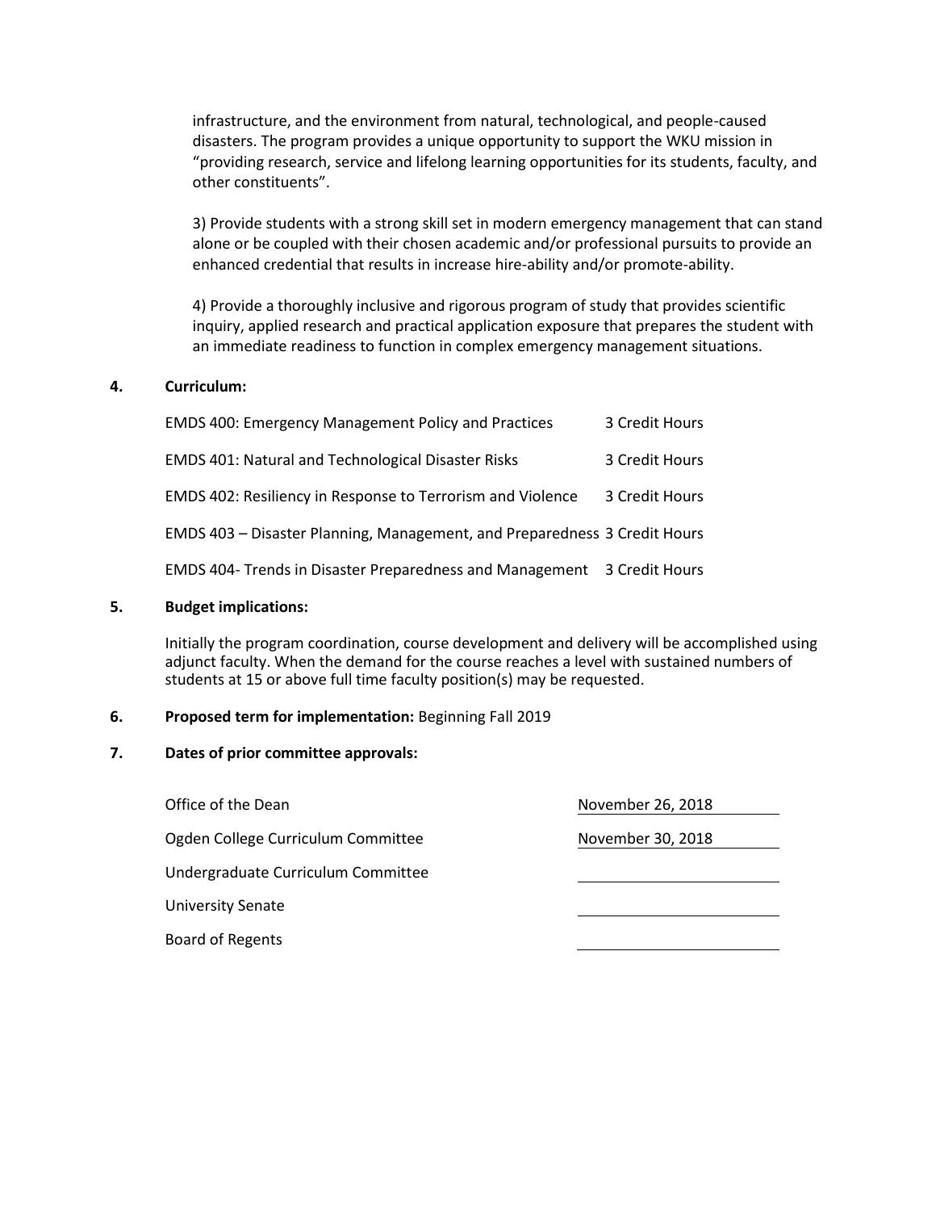infrastructure, and the environment from natural, technological, and people-caused disasters. The program provides a unique opportunity to support the WKU mission in "providing research, service and lifelong learning opportunities for its students, faculty, and other constituents".

3) Provide students with a strong skill set in modern emergency management that can stand alone or be coupled with their chosen academic and/or professional pursuits to provide an enhanced credential that results in increase hire-ability and/or promote-ability.

4) Provide a thoroughly inclusive and rigorous program of study that provides scientific inquiry, applied research and practical application exposure that prepares the student with an immediate readiness to function in complex emergency management situations.

**4. Curriculum:**

| | |
|---|---|
| EMDS 400: Emergency Management Policy and Practices | 3 Credit Hours |
| EMDS 401: Natural and Technological Disaster Risks | 3 Credit Hours |
| EMDS 402: Resiliency in Response to Terrorism and Violence | 3 Credit Hours |
| EMDS 403 – Disaster Planning, Management, and Preparedness | 3 Credit Hours |
| EMDS 404- Trends in Disaster Preparedness and Management | 3 Credit Hours |

**5. Budget implications:**

Initially the program coordination, course development and delivery will be accomplished using adjunct faculty. When the demand for the course reaches a level with sustained numbers of students at 15 or above full time faculty position(s) may be requested.

**6. Proposed term for implementation:** Beginning Fall 2019

**7. Dates of prior committee approvals:**

| | |
|---|---|
| Office of the Dean | November 26, 2018 |
| Ogden College Curriculum Committee | November 30, 2018 |
| Undergraduate Curriculum Committee | |
| University Senate | |
| Board of Regents | |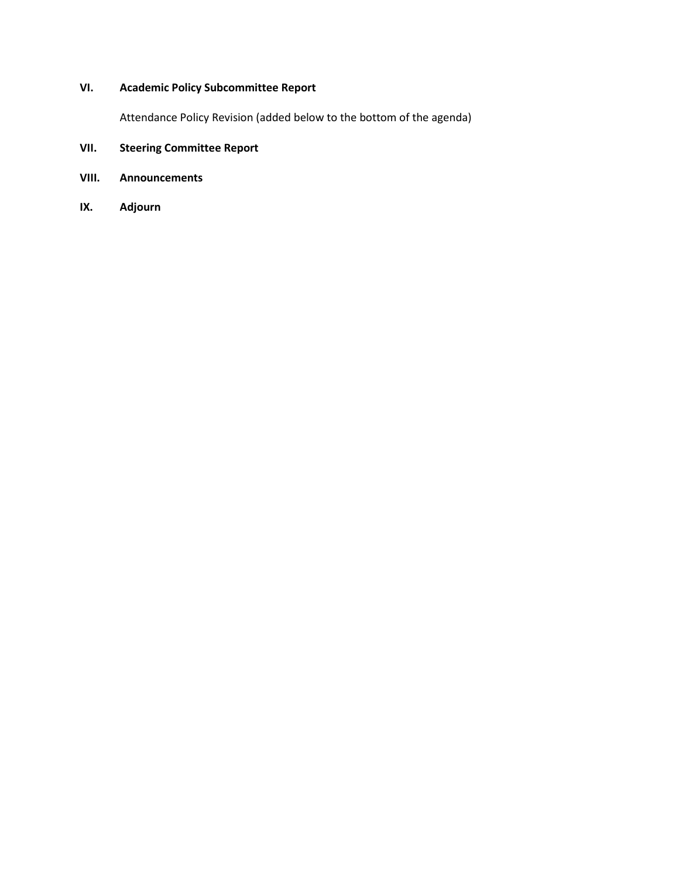**VI. Academic Policy Subcommittee Report**

Attendance Policy Revision (added below to the bottom of the agenda)

**VII. Steering Committee Report**

**VIII. Announcements**

**IX. Adjourn**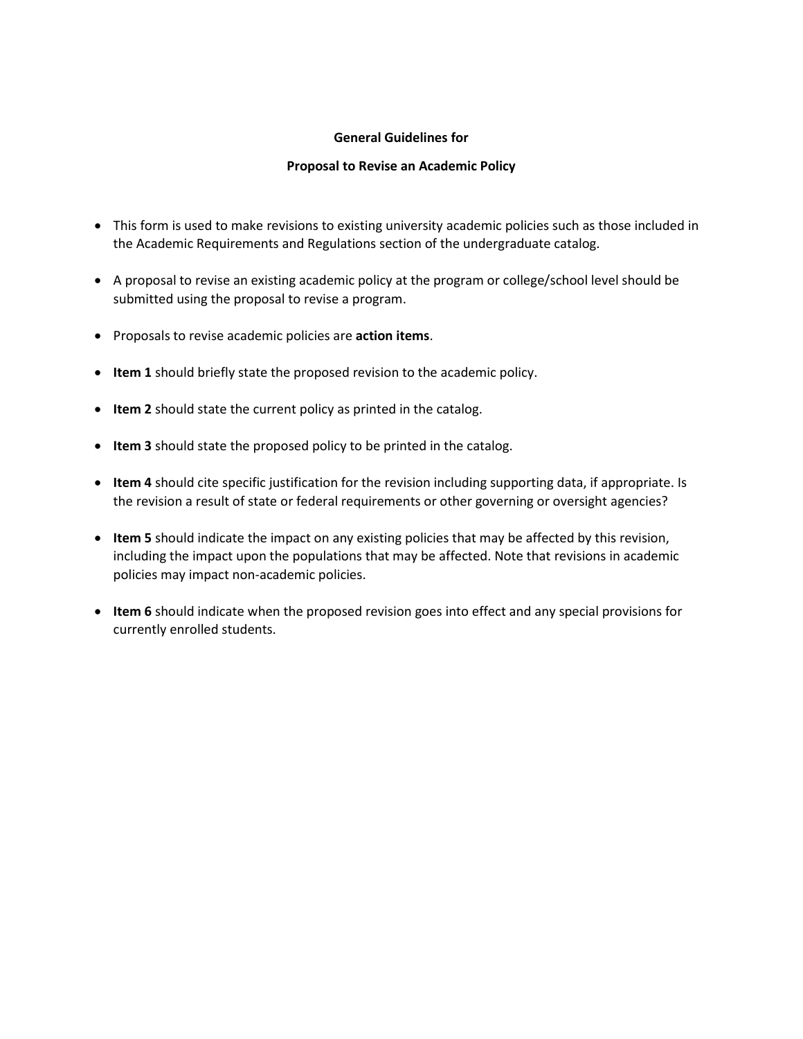**General Guidelines for**

**Proposal to Revise an Academic Policy**

- This form is used to make revisions to existing university academic policies such as those included in the Academic Requirements and Regulations section of the undergraduate catalog.
- A proposal to revise an existing academic policy at the program or college/school level should be submitted using the proposal to revise a program.
- Proposals to revise academic policies are **action items**.
- **Item 1** should briefly state the proposed revision to the academic policy.
- **Item 2** should state the current policy as printed in the catalog.
- **Item 3** should state the proposed policy to be printed in the catalog.
- **Item 4** should cite specific justification for the revision including supporting data, if appropriate. Is the revision a result of state or federal requirements or other governing or oversight agencies?
- **Item 5** should indicate the impact on any existing policies that may be affected by this revision, including the impact upon the populations that may be affected. Note that revisions in academic policies may impact non-academic policies.
- **Item 6** should indicate when the proposed revision goes into effect and any special provisions for currently enrolled students.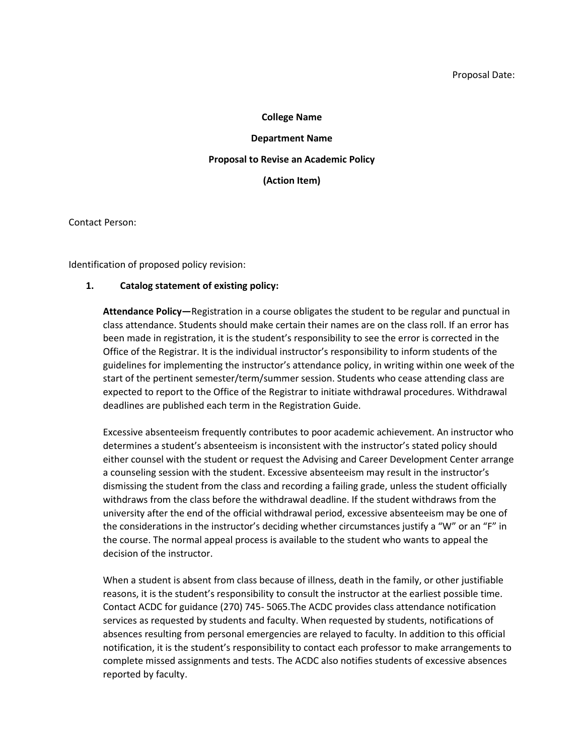Proposal Date:

**College Name**

**Department Name**

**Proposal to Revise an Academic Policy**

**(Action Item)**

Contact Person:

Identification of proposed policy revision:

1. **Catalog statement of existing policy:**

   **Attendance Policy—**Registration in a course obligates the student to be regular and punctual in class attendance. Students should make certain their names are on the class roll. If an error has been made in registration, it is the student's responsibility to see the error is corrected in the Office of the Registrar. It is the individual instructor's responsibility to inform students of the guidelines for implementing the instructor's attendance policy, in writing within one week of the start of the pertinent semester/term/summer session. Students who cease attending class are expected to report to the Office of the Registrar to initiate withdrawal procedures. Withdrawal deadlines are published each term in the Registration Guide.

   Excessive absenteeism frequently contributes to poor academic achievement. An instructor who determines a student's absenteeism is inconsistent with the instructor's stated policy should either counsel with the student or request the Advising and Career Development Center arrange a counseling session with the student. Excessive absenteeism may result in the instructor's dismissing the student from the class and recording a failing grade, unless the student officially withdraws from the class before the withdrawal deadline. If the student withdraws from the university after the end of the official withdrawal period, excessive absenteeism may be one of the considerations in the instructor's deciding whether circumstances justify a "W" or an "F" in the course. The normal appeal process is available to the student who wants to appeal the decision of the instructor.

   When a student is absent from class because of illness, death in the family, or other justifiable reasons, it is the student's responsibility to consult the instructor at the earliest possible time. Contact ACDC for guidance (270) 745- 5065.The ACDC provides class attendance notification services as requested by students and faculty. When requested by students, notifications of absences resulting from personal emergencies are relayed to faculty. In addition to this official notification, it is the student's responsibility to contact each professor to make arrangements to complete missed assignments and tests. The ACDC also notifies students of excessive absences reported by faculty.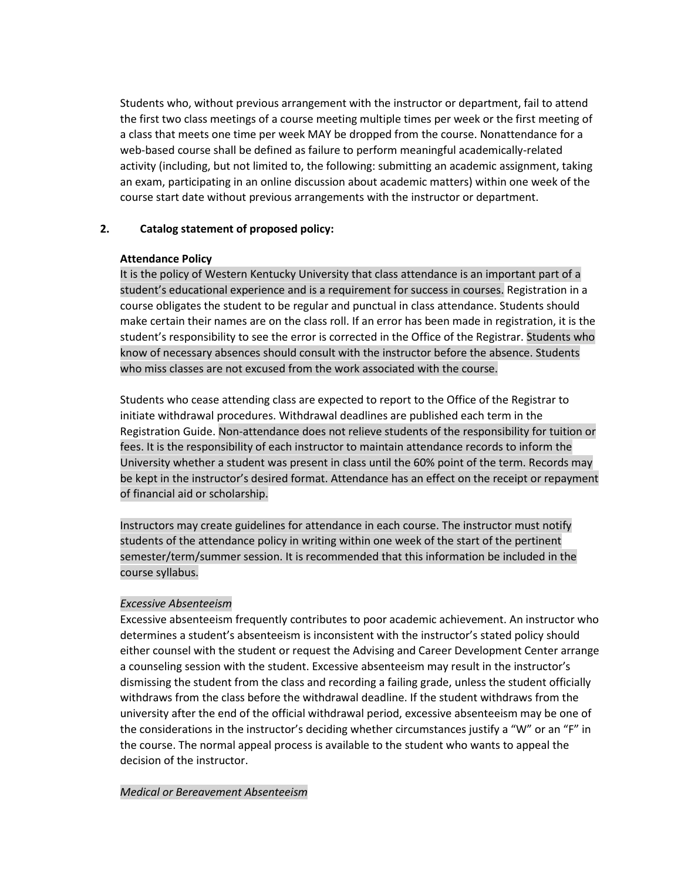Students who, without previous arrangement with the instructor or department, fail to attend the first two class meetings of a course meeting multiple times per week or the first meeting of a class that meets one time per week MAY be dropped from the course. Nonattendance for a web-based course shall be defined as failure to perform meaningful academically-related activity (including, but not limited to, the following: submitting an academic assignment, taking an exam, participating in an online discussion about academic matters) within one week of the course start date without previous arrangements with the instructor or department.

**2. Catalog statement of proposed policy:**

**Attendance Policy**

It is the policy of Western Kentucky University that class attendance is an important part of a student's educational experience and is a requirement for success in courses. Registration in a course obligates the student to be regular and punctual in class attendance. Students should make certain their names are on the class roll. If an error has been made in registration, it is the student's responsibility to see the error is corrected in the Office of the Registrar. Students who know of necessary absences should consult with the instructor before the absence. Students who miss classes are not excused from the work associated with the course.

Students who cease attending class are expected to report to the Office of the Registrar to initiate withdrawal procedures. Withdrawal deadlines are published each term in the Registration Guide. Non-attendance does not relieve students of the responsibility for tuition or fees. It is the responsibility of each instructor to maintain attendance records to inform the University whether a student was present in class until the 60% point of the term. Records may be kept in the instructor's desired format. Attendance has an effect on the receipt or repayment of financial aid or scholarship.

Instructors may create guidelines for attendance in each course. The instructor must notify students of the attendance policy in writing within one week of the start of the pertinent semester/term/summer session. It is recommended that this information be included in the course syllabus.

*Excessive Absenteeism*

Excessive absenteeism frequently contributes to poor academic achievement. An instructor who determines a student's absenteeism is inconsistent with the instructor's stated policy should either counsel with the student or request the Advising and Career Development Center arrange a counseling session with the student. Excessive absenteeism may result in the instructor's dismissing the student from the class and recording a failing grade, unless the student officially withdraws from the class before the withdrawal deadline. If the student withdraws from the university after the end of the official withdrawal period, excessive absenteeism may be one of the considerations in the instructor's deciding whether circumstances justify a "W" or an "F" in the course. The normal appeal process is available to the student who wants to appeal the decision of the instructor.

*Medical or Bereavement Absenteeism*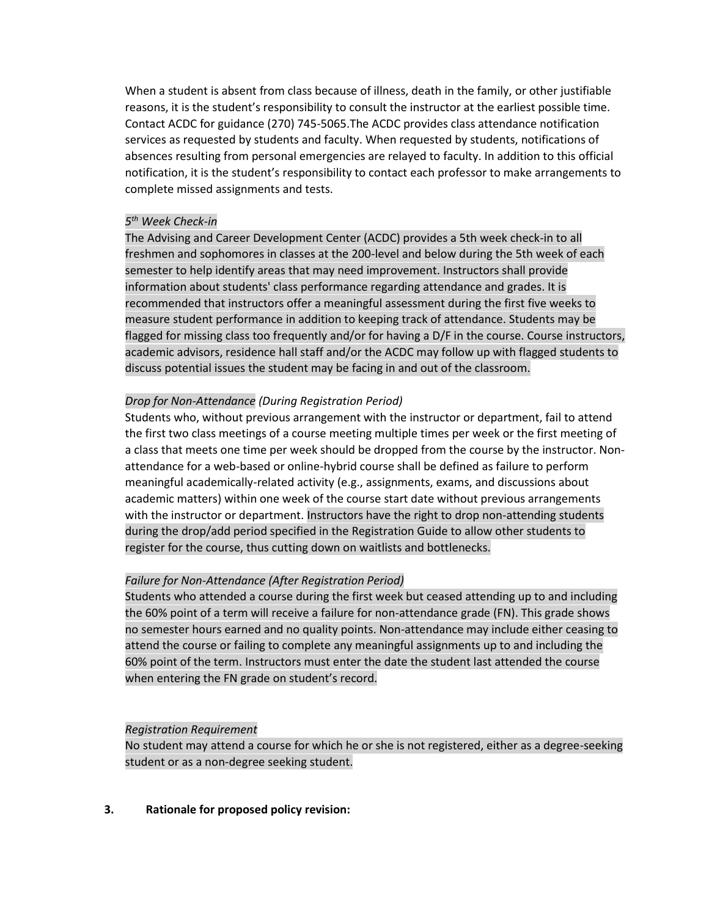When a student is absent from class because of illness, death in the family, or other justifiable reasons, it is the student's responsibility to consult the instructor at the earliest possible time. Contact ACDC for guidance (270) 745-5065.The ACDC provides class attendance notification services as requested by students and faculty. When requested by students, notifications of absences resulting from personal emergencies are relayed to faculty. In addition to this official notification, it is the student's responsibility to contact each professor to make arrangements to complete missed assignments and tests.

*5th Week Check-in*

The Advising and Career Development Center (ACDC) provides a 5th week check-in to all freshmen and sophomores in classes at the 200-level and below during the 5th week of each semester to help identify areas that may need improvement. Instructors shall provide information about students' class performance regarding attendance and grades. It is recommended that instructors offer a meaningful assessment during the first five weeks to measure student performance in addition to keeping track of attendance. Students may be flagged for missing class too frequently and/or for having a D/F in the course. Course instructors, academic advisors, residence hall staff and/or the ACDC may follow up with flagged students to discuss potential issues the student may be facing in and out of the classroom.

*Drop for Non-Attendance (During Registration Period)*

Students who, without previous arrangement with the instructor or department, fail to attend the first two class meetings of a course meeting multiple times per week or the first meeting of a class that meets one time per week should be dropped from the course by the instructor. Non-attendance for a web-based or online-hybrid course shall be defined as failure to perform meaningful academically-related activity (e.g., assignments, exams, and discussions about academic matters) within one week of the course start date without previous arrangements with the instructor or department. Instructors have the right to drop non-attending students during the drop/add period specified in the Registration Guide to allow other students to register for the course, thus cutting down on waitlists and bottlenecks.

*Failure for Non-Attendance (After Registration Period)*

Students who attended a course during the first week but ceased attending up to and including the 60% point of a term will receive a failure for non-attendance grade (FN). This grade shows no semester hours earned and no quality points. Non-attendance may include either ceasing to attend the course or failing to complete any meaningful assignments up to and including the 60% point of the term. Instructors must enter the date the student last attended the course when entering the FN grade on student's record.

*Registration Requirement*

No student may attend a course for which he or she is not registered, either as a degree-seeking student or as a non-degree seeking student.

**3. Rationale for proposed policy revision:**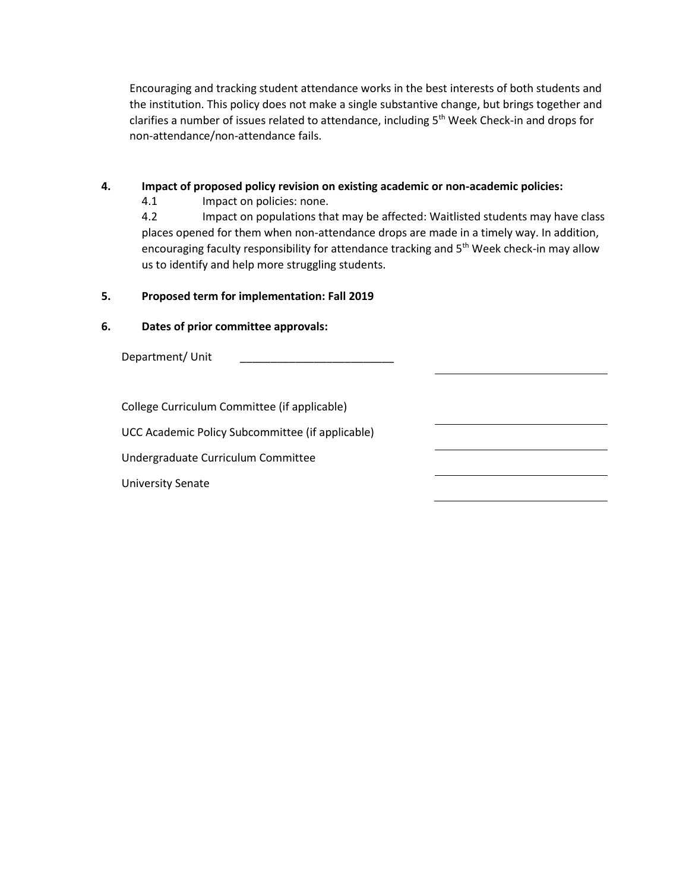Encouraging and tracking student attendance works in the best interests of both students and the institution. This policy does not make a single substantive change, but brings together and clarifies a number of issues related to attendance, including 5th Week Check-in and drops for non-attendance/non-attendance fails.

**4. Impact of proposed policy revision on existing academic or non-academic policies:**

4.1 Impact on policies: none.

4.2 Impact on populations that may be affected: Waitlisted students may have class places opened for them when non-attendance drops are made in a timely way. In addition, encouraging faculty responsibility for attendance tracking and 5th Week check-in may allow us to identify and help more struggling students.

**5. Proposed term for implementation: Fall 2019**

**6. Dates of prior committee approvals:**

Department/ Unit ____________________________ ____________________

College Curriculum Committee (if applicable) ____________________

UCC Academic Policy Subcommittee (if applicable) ____________________

Undergraduate Curriculum Committee ____________________

University Senate ____________________